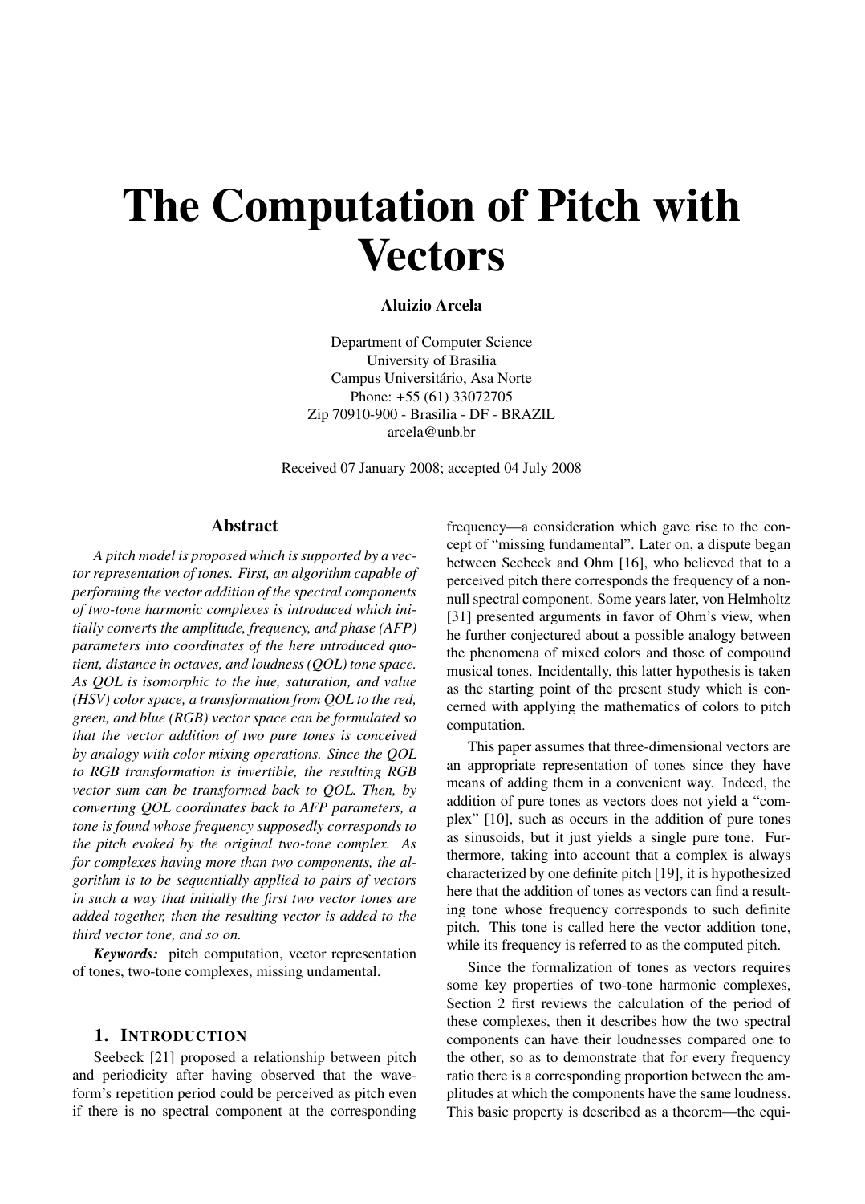# The Computation of Pitch with Vectors

**Aluizio Arcela**

Department of Computer Science
University of Brasilia
Campus Universitário, Asa Norte
Phone: +55 (61) 33072705
Zip 70910-900 - Brasilia - DF - BRAZIL
arcela@unb.br

Received 07 January 2008; accepted 04 July 2008

## Abstract

*A pitch model is proposed which is supported by a vector representation of tones. First, an algorithm capable of performing the vector addition of the spectral components of two-tone harmonic complexes is introduced which initially converts the amplitude, frequency, and phase (AFP) parameters into coordinates of the here introduced quotient, distance in octaves, and loudness (QOL) tone space. As QOL is isomorphic to the hue, saturation, and value (HSV) color space, a transformation from QOL to the red, green, and blue (RGB) vector space can be formulated so that the vector addition of two pure tones is conceived by analogy with color mixing operations. Since the QOL to RGB transformation is invertible, the resulting RGB vector sum can be transformed back to QOL. Then, by converting QOL coordinates back to AFP parameters, a tone is found whose frequency supposedly corresponds to the pitch evoked by the original two-tone complex. As for complexes having more than two components, the algorithm is to be sequentially applied to pairs of vectors in such a way that initially the first two vector tones are added together, then the resulting vector is added to the third vector tone, and so on.*

***Keywords:*** pitch computation, vector representation of tones, two-tone complexes, missing undamental.

## 1. Introduction

Seebeck [21] proposed a relationship between pitch and periodicity after having observed that the waveform's repetition period could be perceived as pitch even if there is no spectral component at the corresponding frequency—a consideration which gave rise to the concept of "missing fundamental". Later on, a dispute began between Seebeck and Ohm [16], who believed that to a perceived pitch there corresponds the frequency of a non-null spectral component. Some years later, von Helmholtz [31] presented arguments in favor of Ohm's view, when he further conjectured about a possible analogy between the phenomena of mixed colors and those of compound musical tones. Incidentally, this latter hypothesis is taken as the starting point of the present study which is concerned with applying the mathematics of colors to pitch computation.

This paper assumes that three-dimensional vectors are an appropriate representation of tones since they have means of adding them in a convenient way. Indeed, the addition of pure tones as vectors does not yield a "complex" [10], such as occurs in the addition of pure tones as sinusoids, but it just yields a single pure tone. Furthermore, taking into account that a complex is always characterized by one definite pitch [19], it is hypothesized here that the addition of tones as vectors can find a resulting tone whose frequency corresponds to such definite pitch. This tone is called here the vector addition tone, while its frequency is referred to as the computed pitch.

Since the formalization of tones as vectors requires some key properties of two-tone harmonic complexes, Section 2 first reviews the calculation of the period of these complexes, then it describes how the two spectral components can have their loudnesses compared one to the other, so as to demonstrate that for every frequency ratio there is a corresponding proportion between the amplitudes at which the components have the same loudness. This basic property is described as a theorem—the equi-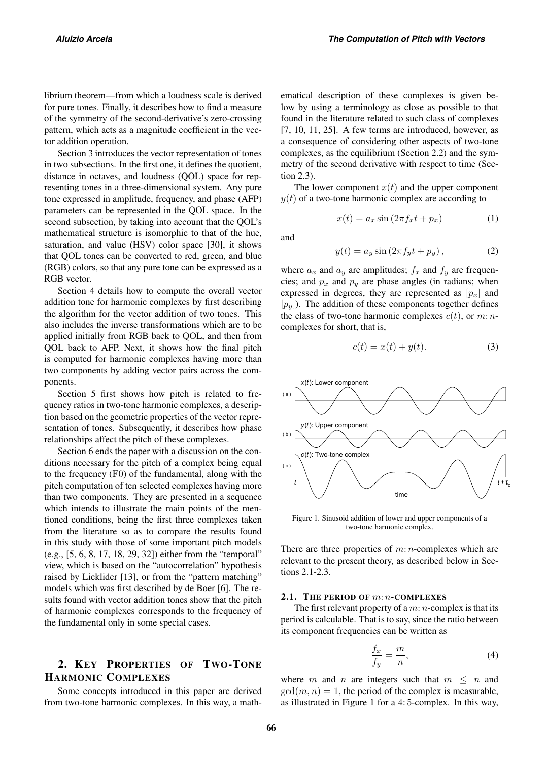librium theorem—from which a loudness scale is derived for pure tones. Finally, it describes how to find a measure of the symmetry of the second-derivative's zero-crossing pattern, which acts as a magnitude coefficient in the vector addition operation.

Section 3 introduces the vector representation of tones in two subsections. In the first one, it defines the quotient, distance in octaves, and loudness (QOL) space for representing tones in a three-dimensional system. Any pure tone expressed in amplitude, frequency, and phase (AFP) parameters can be represented in the QOL space. In the second subsection, by taking into account that the QOL's mathematical structure is isomorphic to that of the hue, saturation, and value (HSV) color space [30], it shows that QOL tones can be converted to red, green, and blue (RGB) colors, so that any pure tone can be expressed as a RGB vector.

Section 4 details how to compute the overall vector addition tone for harmonic complexes by first describing the algorithm for the vector addition of two tones. This also includes the inverse transformations which are to be applied initially from RGB back to QOL, and then from QOL back to AFP. Next, it shows how the final pitch is computed for harmonic complexes having more than two components by adding vector pairs across the components.

Section 5 first shows how pitch is related to frequency ratios in two-tone harmonic complexes, a description based on the geometric properties of the vector representation of tones. Subsequently, it describes how phase relationships affect the pitch of these complexes.

Section 6 ends the paper with a discussion on the conditions necessary for the pitch of a complex being equal to the frequency (F0) of the fundamental, along with the pitch computation of ten selected complexes having more than two components. They are presented in a sequence which intends to illustrate the main points of the mentioned conditions, being the first three complexes taken from the literature so as to compare the results found in this study with those of some important pitch models (e.g., [5, 6, 8, 17, 18, 29, 32]) either from the "temporal" view, which is based on the "autocorrelation" hypothesis raised by Licklider [13], or from the "pattern matching" models which was first described by de Boer [6]. The results found with vector addition tones show that the pitch of harmonic complexes corresponds to the frequency of the fundamental only in some special cases.

## 2. Key Properties of Two-Tone Harmonic Complexes

Some concepts introduced in this paper are derived from two-tone harmonic complexes. In this way, a mathematical description of these complexes is given below by using a terminology as close as possible to that found in the literature related to such class of complexes [7, 10, 11, 25]. A few terms are introduced, however, as a consequence of considering other aspects of two-tone complexes, as the equilibrium (Section 2.2) and the symmetry of the second derivative with respect to time (Section 2.3).

The lower component $x(t)$ and the upper component $y(t)$ of a two-tone harmonic complex are according to

$$x(t) = a_x \sin(2\pi f_x t + p_x) \tag{1}$$

and

$$y(t) = a_y \sin(2\pi f_y t + p_y), \tag{2}$$

where $a_x$ and $a_y$ are amplitudes; $f_x$ and $f_y$ are frequencies; and $p_x$ and $p_y$ are phase angles (in radians; when expressed in degrees, they are represented as $[p_x]$ and $[p_y]$). The addition of these components together defines the class of two-tone harmonic complexes $c(t)$, or $m\colon n$-complexes for short, that is,

$$c(t) = x(t) + y(t). \tag{3}$$

Figure 1. Sinusoid addition of lower and upper components of a two-tone harmonic complex.

There are three properties of $m\colon n$-complexes which are relevant to the present theory, as described below in Sections 2.1-2.3.

### 2.1. The period of $m\colon n$-complexes

The first relevant property of a $m\colon n$-complex is that its period is calculable. That is to say, since the ratio between its component frequencies can be written as

$$\frac{f_x}{f_y} = \frac{m}{n}, \tag{4}$$

where $m$ and $n$ are integers such that $m \leq n$ and $\gcd(m, n) = 1$, the period of the complex is measurable, as illustrated in Figure 1 for a $4\colon 5$-complex. In this way,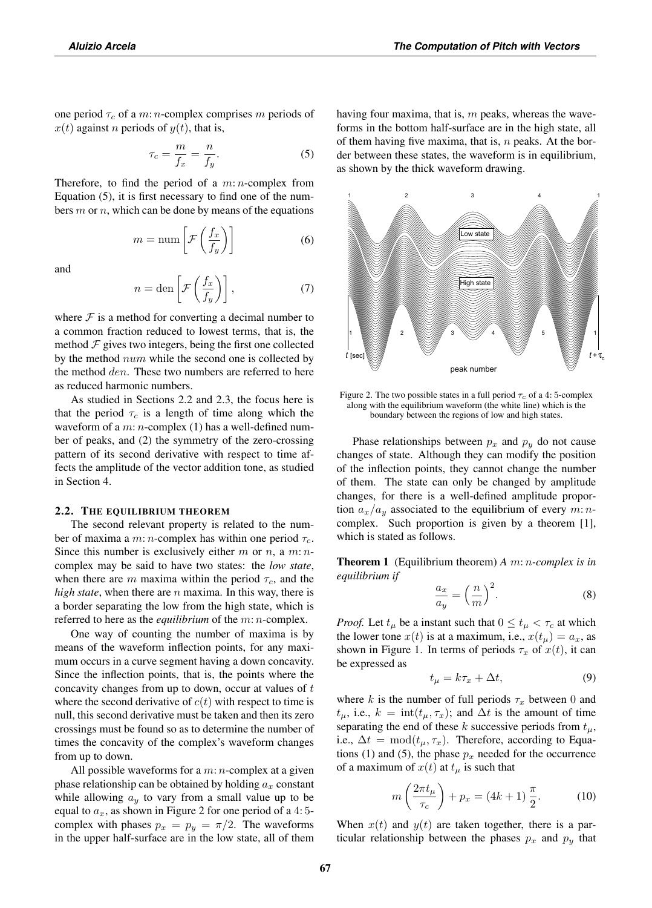one period $\tau_c$ of a $m\!:\!n$-complex comprises $m$ periods of $x(t)$ against $n$ periods of $y(t)$, that is,

$$\tau_c = \frac{m}{f_x} = \frac{n}{f_y}. \tag{5}$$

Therefore, to find the period of a $m\!:\!n$-complex from Equation (5), it is first necessary to find one of the numbers $m$ or $n$, which can be done by means of the equations

$$m = \mathrm{num}\left[\mathcal{F}\left(\frac{f_x}{f_y}\right)\right] \tag{6}$$

and

$$n = \mathrm{den}\left[\mathcal{F}\left(\frac{f_x}{f_y}\right)\right], \tag{7}$$

where $\mathcal{F}$ is a method for converting a decimal number to a common fraction reduced to lowest terms, that is, the method $\mathcal{F}$ gives two integers, being the first one collected by the method $num$ while the second one is collected by the method $den$. These two numbers are referred to here as reduced harmonic numbers.

As studied in Sections 2.2 and 2.3, the focus here is that the period $\tau_c$ is a length of time along which the waveform of a $m\!:\!n$-complex (1) has a well-defined number of peaks, and (2) the symmetry of the zero-crossing pattern of its second derivative with respect to time affects the amplitude of the vector addition tone, as studied in Section 4.

### 2.2. The equilibrium theorem

The second relevant property is related to the number of maxima a $m\!:\!n$-complex has within one period $\tau_c$. Since this number is exclusively either $m$ or $n$, a $m\!:\!n$-complex may be said to have two states: the *low state*, when there are $m$ maxima within the period $\tau_c$, and the *high state*, when there are $n$ maxima. In this way, there is a border separating the low from the high state, which is referred to here as the *equilibrium* of the $m\!:\!n$-complex.

One way of counting the number of maxima is by means of the waveform inflection points, for any maximum occurs in a curve segment having a down concavity. Since the inflection points, that is, the points where the concavity changes from up to down, occur at values of $t$ where the second derivative of $c(t)$ with respect to time is null, this second derivative must be taken and then its zero crossings must be found so as to determine the number of times the concavity of the complex's waveform changes from up to down.

All possible waveforms for a $m\!:\!n$-complex at a given phase relationship can be obtained by holding $a_x$ constant while allowing $a_y$ to vary from a small value up to be equal to $a_x$, as shown in Figure 2 for one period of a $4\!:\!5$-complex with phases $p_x = p_y = \pi/2$. The waveforms in the upper half-surface are in the low state, all of them having four maxima, that is, $m$ peaks, whereas the waveforms in the bottom half-surface are in the high state, all of them having five maxima, that is, $n$ peaks. At the border between these states, the waveform is in equilibrium, as shown by the thick waveform drawing.

Figure 2. The two possible states in a full period $\tau_c$ of a $4\!:\!5$-complex along with the equilibrium waveform (the white line) which is the boundary between the regions of low and high states.

Phase relationships between $p_x$ and $p_y$ do not cause changes of state. Although they can modify the position of the inflection points, they cannot change the number of them. The state can only be changed by amplitude changes, for there is a well-defined amplitude proportion $a_x/a_y$ associated to the equilibrium of every $m\!:\!n$-complex. Such proportion is given by a theorem [1], which is stated as follows.

**Theorem 1** (Equilibrium theorem) *A $m\!:\!n$-complex is in equilibrium if*

$$\frac{a_x}{a_y} = \left(\frac{n}{m}\right)^2. \tag{8}$$

*Proof.* Let $t_\mu$ be a instant such that $0 \le t_\mu < \tau_c$ at which the lower tone $x(t)$ is at a maximum, i.e., $x(t_\mu) = a_x$, as shown in Figure 1. In terms of periods $\tau_x$ of $x(t)$, it can be expressed as

$$t_\mu = k\tau_x + \Delta t, \tag{9}$$

where $k$ is the number of full periods $\tau_x$ between 0 and $t_\mu$, i.e., $k = \mathrm{int}(t_\mu, \tau_x)$; and $\Delta t$ is the amount of time separating the end of these $k$ successive periods from $t_\mu$, i.e., $\Delta t = \mathrm{mod}(t_\mu, \tau_x)$. Therefore, according to Equations (1) and (5), the phase $p_x$ needed for the occurrence of a maximum of $x(t)$ at $t_\mu$ is such that

$$m\left(\frac{2\pi t_\mu}{\tau_c}\right) + p_x = (4k+1)\,\frac{\pi}{2}. \tag{10}$$

When $x(t)$ and $y(t)$ are taken together, there is a particular relationship between the phases $p_x$ and $p_y$ that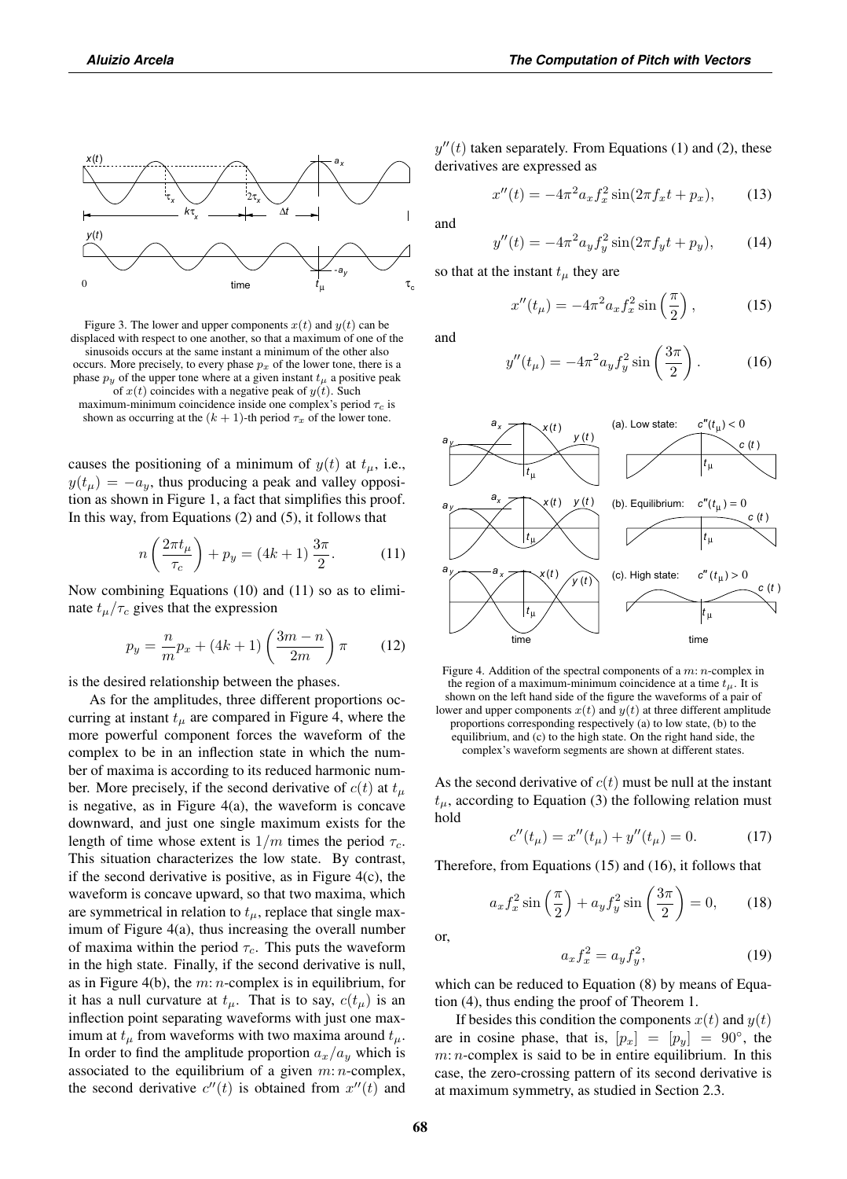Figure 3. The lower and upper components $x(t)$ and $y(t)$ can be displaced with respect to one another, so that a maximum of one of the sinusoids occurs at the same instant a minimum of the other also occurs. More precisely, to every phase $p_x$ of the lower tone, there is a phase $p_y$ of the upper tone where at a given instant $t_\mu$ a positive peak of $x(t)$ coincides with a negative peak of $y(t)$. Such maximum-minimum coincidence inside one complex's period $\tau_c$ is shown as occurring at the $(k+1)$-th period $\tau_x$ of the lower tone.

causes the positioning of a minimum of $y(t)$ at $t_\mu$, i.e., $y(t_\mu) = -a_y$, thus producing a peak and valley opposition as shown in Figure 1, a fact that simplifies this proof. In this way, from Equations (2) and (5), it follows that

$$n\left(\frac{2\pi t_\mu}{\tau_c}\right) + p_y = (4k+1)\,\frac{3\pi}{2}. \tag{11}$$

Now combining Equations (10) and (11) so as to eliminate $t_\mu/\tau_c$ gives that the expression

$$p_y = \frac{n}{m}p_x + (4k+1)\left(\frac{3m-n}{2m}\right)\pi \tag{12}$$

is the desired relationship between the phases.

As for the amplitudes, three different proportions occurring at instant $t_\mu$ are compared in Figure 4, where the more powerful component forces the waveform of the complex to be in an inflection state in which the number of maxima is according to its reduced harmonic number. More precisely, if the second derivative of $c(t)$ at $t_\mu$ is negative, as in Figure 4(a), the waveform is concave downward, and just one single maximum exists for the length of time whose extent is $1/m$ times the period $\tau_c$. This situation characterizes the low state. By contrast, if the second derivative is positive, as in Figure 4(c), the waveform is concave upward, so that two maxima, which are symmetrical in relation to $t_\mu$, replace that single maximum of Figure 4(a), thus increasing the overall number of maxima within the period $\tau_c$. This puts the waveform in the high state. Finally, if the second derivative is null, as in Figure 4(b), the $m\!:n$-complex is in equilibrium, for it has a null curvature at $t_\mu$. That is to say, $c(t_\mu)$ is an inflection point separating waveforms with just one maximum at $t_\mu$ from waveforms with two maxima around $t_\mu$. In order to find the amplitude proportion $a_x/a_y$ which is associated to the equilibrium of a given $m\!:n$-complex, the second derivative $c''(t)$ is obtained from $x''(t)$ and $y''(t)$ taken separately. From Equations (1) and (2), these derivatives are expressed as

$$x''(t) = -4\pi^2 a_x f_x^2 \sin(2\pi f_x t + p_x), \tag{13}$$

and

$$y''(t) = -4\pi^2 a_y f_y^2 \sin(2\pi f_y t + p_y), \tag{14}$$

so that at the instant $t_\mu$ they are

$$x''(t_\mu) = -4\pi^2 a_x f_x^2 \sin\left(\frac{\pi}{2}\right), \tag{15}$$

and

$$y''(t_\mu) = -4\pi^2 a_y f_y^2 \sin\left(\frac{3\pi}{2}\right). \tag{16}$$

Figure 4. Addition of the spectral components of a $m\!:n$-complex in the region of a maximum-minimum coincidence at a time $t_\mu$. It is shown on the left hand side of the figure the waveforms of a pair of lower and upper components $x(t)$ and $y(t)$ at three different amplitude proportions corresponding respectively (a) to low state, (b) to the equilibrium, and (c) to the high state. On the right hand side, the complex's waveform segments are shown at different states.

As the second derivative of $c(t)$ must be null at the instant $t_\mu$, according to Equation (3) the following relation must hold

$$c''(t_\mu) = x''(t_\mu) + y''(t_\mu) = 0. \tag{17}$$

Therefore, from Equations (15) and (16), it follows that

$$a_x f_x^2 \sin\left(\frac{\pi}{2}\right) + a_y f_y^2 \sin\left(\frac{3\pi}{2}\right) = 0, \tag{18}$$

or,

$$a_x f_x^2 = a_y f_y^2, \tag{19}$$

which can be reduced to Equation (8) by means of Equation (4), thus ending the proof of Theorem 1.

If besides this condition the components $x(t)$ and $y(t)$ are in cosine phase, that is, $[p_x] = [p_y] = 90^\circ$, the $m\!:n$-complex is said to be in entire equilibrium. In this case, the zero-crossing pattern of its second derivative is at maximum symmetry, as studied in Section 2.3.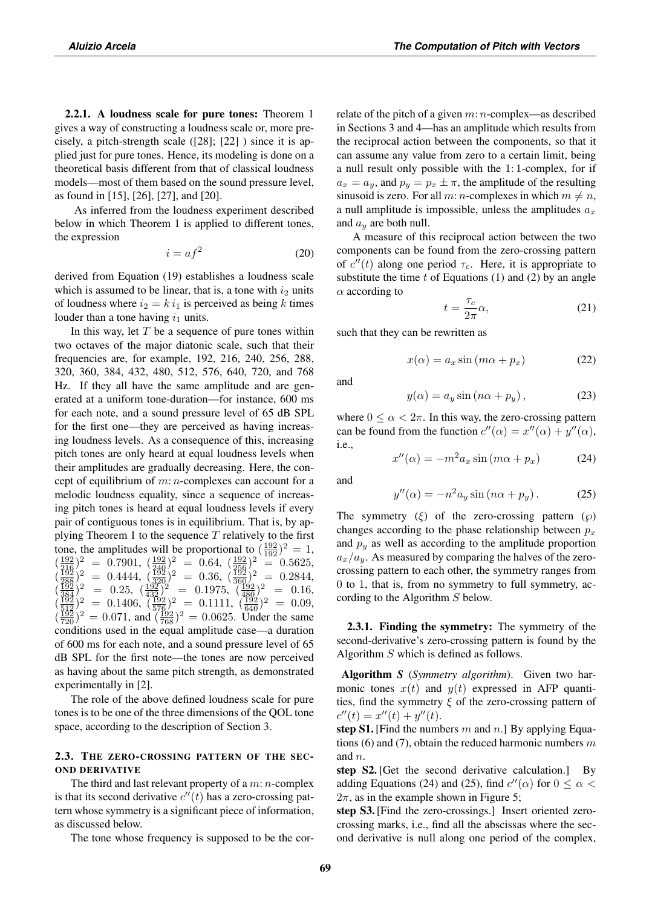**2.2.1. A loudness scale for pure tones:** Theorem 1 gives a way of constructing a loudness scale or, more precisely, a pitch-strength scale ([28]; [22] ) since it is applied just for pure tones. Hence, its modeling is done on a theoretical basis different from that of classical loudness models—most of them based on the sound pressure level, as found in [15], [26], [27], and [20].

As inferred from the loudness experiment described below in which Theorem 1 is applied to different tones, the expression

$$i = af^2 \tag{20}$$

derived from Equation (19) establishes a loudness scale which is assumed to be linear, that is, a tone with $i_2$ units of loudness where $i_2 = k\, i_1$ is perceived as being $k$ times louder than a tone having $i_1$ units.

In this way, let $T$ be a sequence of pure tones within two octaves of the major diatonic scale, such that their frequencies are, for example, 192, 216, 240, 256, 288, 320, 360, 384, 432, 480, 512, 576, 640, 720, and 768 Hz. If they all have the same amplitude and are generated at a uniform tone-duration—for instance, 600 ms for each note, and a sound pressure level of 65 dB SPL for the first one—they are perceived as having increasing loudness levels. As a consequence of this, increasing pitch tones are only heard at equal loudness levels when their amplitudes are gradually decreasing. Here, the concept of equilibrium of $m\!:n$-complexes can account for a melodic loudness equality, since a sequence of increasing pitch tones is heard at equal loudness levels if every pair of contiguous tones is in equilibrium. That is, by applying Theorem 1 to the sequence $T$ relatively to the first tone, the amplitudes will be proportional to $(\frac{192}{192})^2 = 1$, $(\frac{192}{216})^2 = 0.7901$, $(\frac{192}{240})^2 = 0.64$, $(\frac{192}{256})^2 = 0.5625$, $(\frac{192}{288})^2 = 0.4444$, $(\frac{192}{320})^2 = 0.36$, $(\frac{192}{360})^2 = 0.2844$, $(\frac{192}{384})^2 = 0.25$, $(\frac{192}{432})^2 = 0.1975$, $(\frac{192}{480})^2 = 0.16$, $(\frac{192}{512})^2 = 0.1406$, $(\frac{192}{576})^2 = 0.1111$, $(\frac{192}{640})^2 = 0.09$, $(\frac{192}{720})^2 = 0.071$, and $(\frac{192}{768})^2 = 0.0625$. Under the same conditions used in the equal amplitude case—a duration of 600 ms for each note, and a sound pressure level of 65 dB SPL for the first note—the tones are now perceived as having about the same pitch strength, as demonstrated experimentally in [2].

The role of the above defined loudness scale for pure tones is to be one of the three dimensions of the QOL tone space, according to the description of Section 3.

### 2.3. The zero-crossing pattern of the second derivative

The third and last relevant property of a $m\!:n$-complex is that its second derivative $c''(t)$ has a zero-crossing pattern whose symmetry is a significant piece of information, as discussed below.

The tone whose frequency is supposed to be the correlate of the pitch of a given $m\!:n$-complex—as described in Sections 3 and 4—has an amplitude which results from the reciprocal action between the components, so that it can assume any value from zero to a certain limit, being a null result only possible with the 1:1-complex, for if $a_x = a_y$, and $p_y = p_x \pm \pi$, the amplitude of the resulting sinusoid is zero. For all $m\!:n$-complexes in which $m \neq n$, a null amplitude is impossible, unless the amplitudes $a_x$ and $a_y$ are both null.

A measure of this reciprocal action between the two components can be found from the zero-crossing pattern of $c''(t)$ along one period $\tau_c$. Here, it is appropriate to substitute the time $t$ of Equations (1) and (2) by an angle $\alpha$ according to

$$t = \frac{\tau_c}{2\pi}\alpha, \tag{21}$$

such that they can be rewritten as

$$x(\alpha) = a_x \sin\left(m\alpha + p_x\right) \tag{22}$$

and

$$y(\alpha) = a_y \sin\left(n\alpha + p_y\right), \tag{23}$$

where $0 \leq \alpha < 2\pi$. In this way, the zero-crossing pattern can be found from the function $c''(\alpha) = x''(\alpha) + y''(\alpha)$, i.e.,

$$x''(\alpha) = -m^2 a_x \sin\left(m\alpha + p_x\right) \tag{24}$$

and

$$y''(\alpha) = -n^2 a_y \sin\left(n\alpha + p_y\right). \tag{25}$$

The symmetry ($\xi$) of the zero-crossing pattern ($\wp$) changes according to the phase relationship between $p_x$ and $p_y$ as well as according to the amplitude proportion $a_x/a_y$. As measured by comparing the halves of the zero-crossing pattern to each other, the symmetry ranges from 0 to 1, that is, from no symmetry to full symmetry, according to the Algorithm $S$ below.

**2.3.1. Finding the symmetry:** The symmetry of the second-derivative's zero-crossing pattern is found by the Algorithm $S$ which is defined as follows.

**Algorithm *S*** (*Symmetry algorithm*). Given two harmonic tones $x(t)$ and $y(t)$ expressed in AFP quantities, find the symmetry $\xi$ of the zero-crossing pattern of $c''(t) = x''(t) + y''(t)$.

**step S1.** [Find the numbers $m$ and $n$.] By applying Equations (6) and (7), obtain the reduced harmonic numbers $m$ and $n$.

**step S2.** [Get the second derivative calculation.] By adding Equations (24) and (25), find $c''(\alpha)$ for $0 \leq \alpha < 2\pi$, as in the example shown in Figure 5;

**step S3.** [Find the zero-crossings.] Insert oriented zero-crossing marks, i.e., find all the abscissas where the second derivative is null along one period of the complex,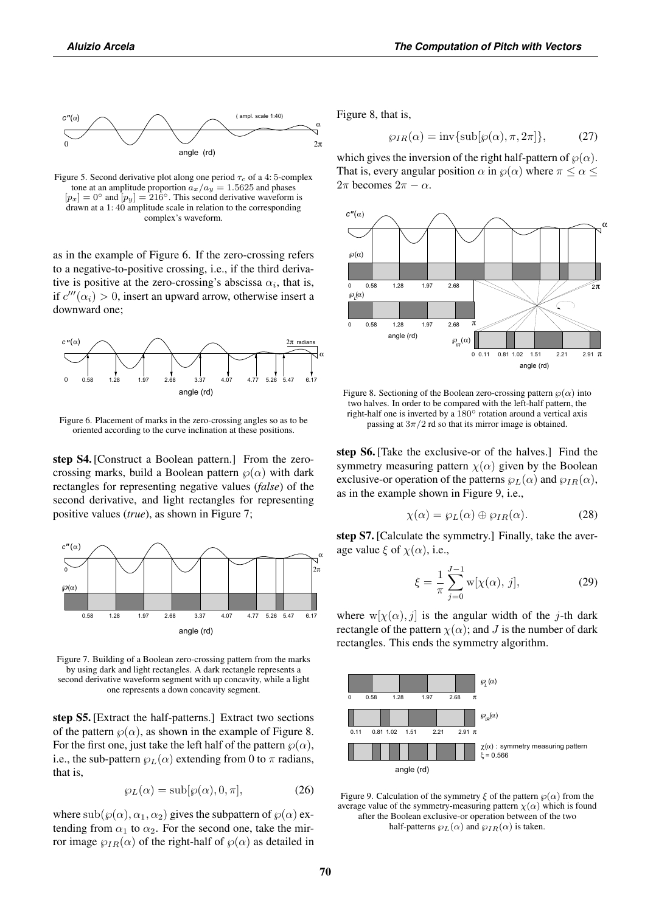Figure 5. Second derivative plot along one period $\tau_c$ of a 4: 5-complex tone at an amplitude proportion $a_x/a_y = 1.5625$ and phases $[p_x] = 0°$ and $[p_y] = 216°$. This second derivative waveform is drawn at a 1: 40 amplitude scale in relation to the corresponding complex's waveform.

as in the example of Figure 6. If the zero-crossing refers to a negative-to-positive crossing, i.e., if the third derivative is positive at the zero-crossing's abscissa $\alpha_i$, that is, if $c'''(\alpha_i) > 0$, insert an upward arrow, otherwise insert a downward one;

Figure 6. Placement of marks in the zero-crossing angles so as to be oriented according to the curve inclination at these positions.

**step S4.** [Construct a Boolean pattern.] From the zero-crossing marks, build a Boolean pattern $\wp(\alpha)$ with dark rectangles for representing negative values (*false*) of the second derivative, and light rectangles for representing positive values (*true*), as shown in Figure 7;

Figure 7. Building of a Boolean zero-crossing pattern from the marks by using dark and light rectangles. A dark rectangle represents a second derivative waveform segment with up concavity, while a light one represents a down concavity segment.

**step S5.** [Extract the half-patterns.] Extract two sections of the pattern $\wp(\alpha)$, as shown in the example of Figure 8. For the first one, just take the left half of the pattern $\wp(\alpha)$, i.e., the sub-pattern $\wp_L(\alpha)$ extending from 0 to $\pi$ radians, that is,

$$\wp_L(\alpha) = \text{sub}[\wp(\alpha), 0, \pi], \tag{26}$$

where $\text{sub}(\wp(\alpha), \alpha_1, \alpha_2)$ gives the subpattern of $\wp(\alpha)$ extending from $\alpha_1$ to $\alpha_2$. For the second one, take the mirror image $\wp_{IR}(\alpha)$ of the right-half of $\wp(\alpha)$ as detailed in Figure 8, that is,

$$\wp_{IR}(\alpha) = \text{inv}\{\text{sub}[\wp(\alpha), \pi, 2\pi]\}, \tag{27}$$

which gives the inversion of the right half-pattern of $\wp(\alpha)$. That is, every angular position $\alpha$ in $\wp(\alpha)$ where $\pi \leq \alpha \leq 2\pi$ becomes $2\pi - \alpha$.

Figure 8. Sectioning of the Boolean zero-crossing pattern $\wp(\alpha)$ into two halves. In order to be compared with the left-half pattern, the right-half one is inverted by a 180° rotation around a vertical axis passing at $3\pi/2$ rd so that its mirror image is obtained.

**step S6.** [Take the exclusive-or of the halves.] Find the symmetry measuring pattern $\chi(\alpha)$ given by the Boolean exclusive-or operation of the patterns $\wp_L(\alpha)$ and $\wp_{IR}(\alpha)$, as in the example shown in Figure 9, i.e.,

$$\chi(\alpha) = \wp_L(\alpha) \oplus \wp_{IR}(\alpha). \tag{28}$$

**step S7.** [Calculate the symmetry.] Finally, take the average value $\xi$ of $\chi(\alpha)$, i.e.,

$$\xi = \frac{1}{\pi} \sum_{j=0}^{J-1} \text{w}[\chi(\alpha),\, j], \tag{29}$$

where $\text{w}[\chi(\alpha), j]$ is the angular width of the $j$-th dark rectangle of the pattern $\chi(\alpha)$; and $J$ is the number of dark rectangles. This ends the symmetry algorithm.

Figure 9. Calculation of the symmetry $\xi$ of the pattern $\wp(\alpha)$ from the average value of the symmetry-measuring pattern $\chi(\alpha)$ which is found after the Boolean exclusive-or operation between of the two half-patterns $\wp_L(\alpha)$ and $\wp_{IR}(\alpha)$ is taken.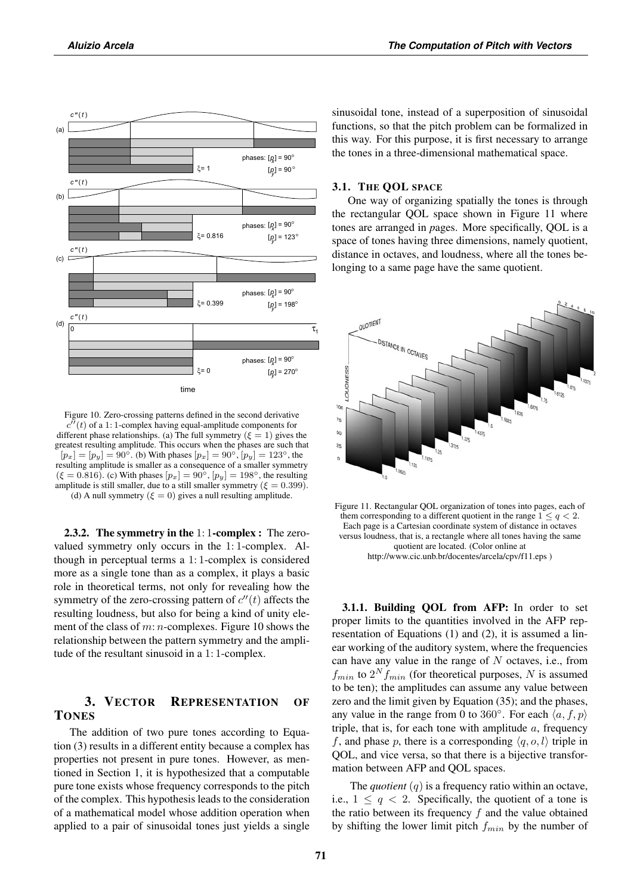Figure 10. Zero-crossing patterns defined in the second derivative $c''(t)$ of a 1: 1-complex having equal-amplitude components for different phase relationships. (a) The full symmetry ($\xi = 1$) gives the greatest resulting amplitude. This occurs when the phases are such that $[p_x] = [p_y] = 90°$. (b) With phases $[p_x] = 90°$, $[p_y] = 123°$, the resulting amplitude is smaller as a consequence of a smaller symmetry ($\xi = 0.816$). (c) With phases $[p_x] = 90°$, $[p_y] = 198°$, the resulting amplitude is still smaller, due to a still smaller symmetry ($\xi = 0.399$). (d) A null symmetry ($\xi = 0$) gives a null resulting amplitude.

**2.3.2. The symmetry in the 1: 1-complex :** The zero-valued symmetry only occurs in the 1: 1-complex. Although in perceptual terms a 1: 1-complex is considered more as a single tone than as a complex, it plays a basic role in theoretical terms, not only for revealing how the symmetry of the zero-crossing pattern of $c''(t)$ affects the resulting loudness, but also for being a kind of unity element of the class of $m$: $n$-complexes. Figure 10 shows the relationship between the pattern symmetry and the amplitude of the resultant sinusoid in a 1: 1-complex.

## 3. Vector Representation of Tones

The addition of two pure tones according to Equation (3) results in a different entity because a complex has properties not present in pure tones. However, as mentioned in Section 1, it is hypothesized that a computable pure tone exists whose frequency corresponds to the pitch of the complex. This hypothesis leads to the consideration of a mathematical model whose addition operation when applied to a pair of sinusoidal tones just yields a single sinusoidal tone, instead of a superposition of sinusoidal functions, so that the pitch problem can be formalized in this way. For this purpose, it is first necessary to arrange the tones in a three-dimensional mathematical space.

### 3.1. The QOL space

One way of organizing spatially the tones is through the rectangular QOL space shown in Figure 11 where tones are arranged in *p*ages. More specifically, QOL is a space of tones having three dimensions, namely quotient, distance in octaves, and loudness, where all the tones belonging to a same page have the same quotient.

Figure 11. Rectangular QOL organization of tones into pages, each of them corresponding to a different quotient in the range $1 \leq q < 2$. Each page is a Cartesian coordinate system of distance in octaves versus loudness, that is, a rectangle where all tones having the same quotient are located. (Color online at http://www.cic.unb.br/docentes/arcela/cpv/f11.eps )

**3.1.1. Building QOL from AFP:** In order to set proper limits to the quantities involved in the AFP representation of Equations (1) and (2), it is assumed a linear working of the auditory system, where the frequencies can have any value in the range of $N$ octaves, i.e., from $f_{min}$ to $2^N f_{min}$ (for theoretical purposes, $N$ is assumed to be ten); the amplitudes can assume any value between zero and the limit given by Equation (35); and the phases, any value in the range from 0 to 360°. For each $\langle a, f, p\rangle$ triple, that is, for each tone with amplitude $a$, frequency $f$, and phase $p$, there is a corresponding $\langle q, o, l\rangle$ triple in QOL, and vice versa, so that there is a bijective transformation between AFP and QOL spaces.

The *quotient* $(q)$ is a frequency ratio within an octave, i.e., $1 \leq q < 2$. Specifically, the quotient of a tone is the ratio between its frequency $f$ and the value obtained by shifting the lower limit pitch $f_{min}$ by the number of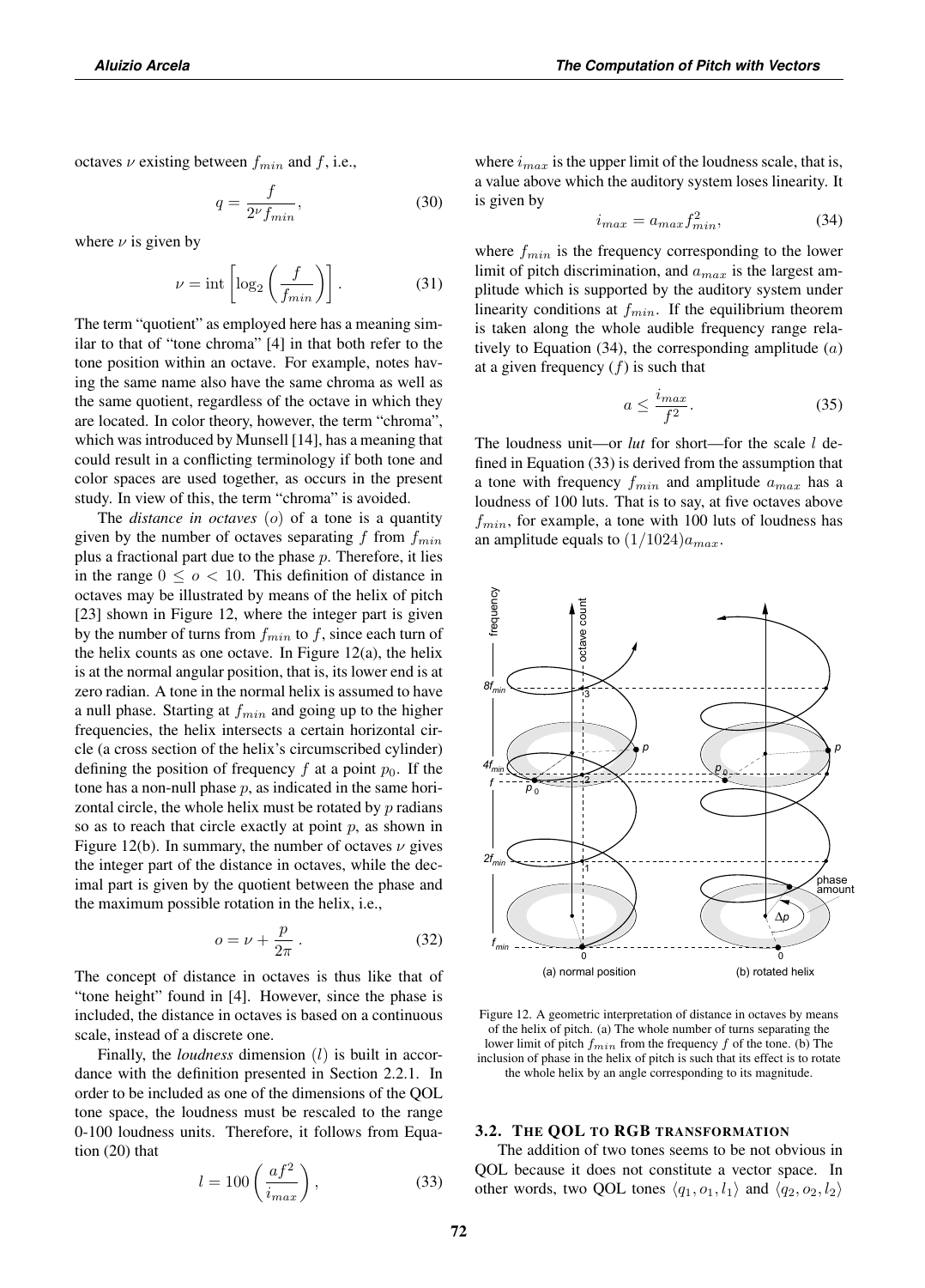octaves $\nu$ existing between $f_{min}$ and $f$, i.e.,

$$q = \frac{f}{2^{\nu} f_{min}}, \tag{30}$$

where $\nu$ is given by

$$\nu = \text{int}\left[\log_2\left(\frac{f}{f_{min}}\right)\right]. \tag{31}$$

The term "quotient" as employed here has a meaning similar to that of "tone chroma" [4] in that both refer to the tone position within an octave. For example, notes having the same name also have the same chroma as well as the same quotient, regardless of the octave in which they are located. In color theory, however, the term "chroma", which was introduced by Munsell [14], has a meaning that could result in a conflicting terminology if both tone and color spaces are used together, as occurs in the present study. In view of this, the term "chroma" is avoided.

The *distance in octaves* $(o)$ of a tone is a quantity given by the number of octaves separating $f$ from $f_{min}$ plus a fractional part due to the phase $p$. Therefore, it lies in the range $0 \leq o < 10$. This definition of distance in octaves may be illustrated by means of the helix of pitch [23] shown in Figure 12, where the integer part is given by the number of turns from $f_{min}$ to $f$, since each turn of the helix counts as one octave. In Figure 12(a), the helix is at the normal angular position, that is, its lower end is at zero radian. A tone in the normal helix is assumed to have a null phase. Starting at $f_{min}$ and going up to the higher frequencies, the helix intersects a certain horizontal circle (a cross section of the helix's circumscribed cylinder) defining the position of frequency $f$ at a point $p_0$. If the tone has a non-null phase $p$, as indicated in the same horizontal circle, the whole helix must be rotated by $p$ radians so as to reach that circle exactly at point $p$, as shown in Figure 12(b). In summary, the number of octaves $\nu$ gives the integer part of the distance in octaves, while the decimal part is given by the quotient between the phase and the maximum possible rotation in the helix, i.e.,

$$o = \nu + \frac{p}{2\pi}\,. \tag{32}$$

The concept of distance in octaves is thus like that of "tone height" found in [4]. However, since the phase is included, the distance in octaves is based on a continuous scale, instead of a discrete one.

Finally, the *loudness* dimension $(l)$ is built in accordance with the definition presented in Section 2.2.1. In order to be included as one of the dimensions of the QOL tone space, the loudness must be rescaled to the range 0-100 loudness units. Therefore, it follows from Equation (20) that

$$l = 100\left(\frac{af^2}{i_{max}}\right), \tag{33}$$

where $i_{max}$ is the upper limit of the loudness scale, that is, a value above which the auditory system loses linearity. It is given by

$$i_{max} = a_{max} f_{min}^2, \tag{34}$$

where $f_{min}$ is the frequency corresponding to the lower limit of pitch discrimination, and $a_{max}$ is the largest amplitude which is supported by the auditory system under linearity conditions at $f_{min}$. If the equilibrium theorem is taken along the whole audible frequency range relatively to Equation (34), the corresponding amplitude $(a)$ at a given frequency $(f)$ is such that

$$a \leq \frac{i_{max}}{f^2}. \tag{35}$$

The loudness unit—or *lut* for short—for the scale $l$ defined in Equation (33) is derived from the assumption that a tone with frequency $f_{min}$ and amplitude $a_{max}$ has a loudness of 100 luts. That is to say, at five octaves above $f_{min}$, for example, a tone with 100 luts of loudness has an amplitude equals to $(1/1024)a_{max}$.

Figure 12. A geometric interpretation of distance in octaves by means of the helix of pitch. (a) The whole number of turns separating the lower limit of pitch $f_{min}$ from the frequency $f$ of the tone. (b) The inclusion of phase in the helix of pitch is such that its effect is to rotate the whole helix by an angle corresponding to its magnitude.

### 3.2. The QOL to RGB transformation

The addition of two tones seems to be not obvious in QOL because it does not constitute a vector space. In other words, two QOL tones $\langle q_1, o_1, l_1\rangle$ and $\langle q_2, o_2, l_2\rangle$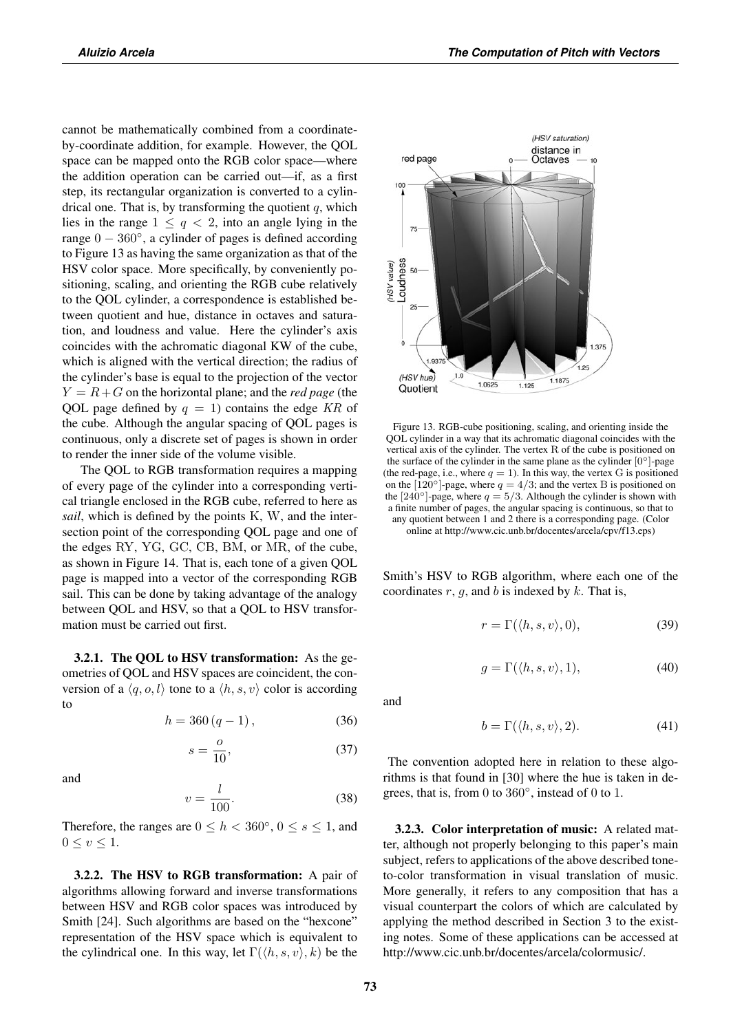cannot be mathematically combined from a coordinate-by-coordinate addition, for example. However, the QOL space can be mapped onto the RGB color space—where the addition operation can be carried out—if, as a first step, its rectangular organization is converted to a cylindrical one. That is, by transforming the quotient $q$, which lies in the range $1 \leq q < 2$, into an angle lying in the range $0 - 360^\circ$, a cylinder of pages is defined according to Figure 13 as having the same organization as that of the HSV color space. More specifically, by conveniently positioning, scaling, and orienting the RGB cube relatively to the QOL cylinder, a correspondence is established between quotient and hue, distance in octaves and saturation, and loudness and value. Here the cylinder's axis coincides with the achromatic diagonal KW of the cube, which is aligned with the vertical direction; the radius of the cylinder's base is equal to the projection of the vector $Y = R + G$ on the horizontal plane; and the *red page* (the QOL page defined by $q = 1$) contains the edge $KR$ of the cube. Although the angular spacing of QOL pages is continuous, only a discrete set of pages is shown in order to render the inner side of the volume visible.

The QOL to RGB transformation requires a mapping of every page of the cylinder into a corresponding vertical triangle enclosed in the RGB cube, referred to here as *sail*, which is defined by the points K, W, and the intersection point of the corresponding QOL page and one of the edges RY, YG, GC, CB, BM, or MR, of the cube, as shown in Figure 14. That is, each tone of a given QOL page is mapped into a vector of the corresponding RGB sail. This can be done by taking advantage of the analogy between QOL and HSV, so that a QOL to HSV transformation must be carried out first.

Figure 13. RGB-cube positioning, scaling, and orienting inside the QOL cylinder in a way that its achromatic diagonal coincides with the vertical axis of the cylinder. The vertex R of the cube is positioned on the surface of the cylinder in the same plane as the cylinder $[0^\circ]$-page (the red-page, i.e., where $q = 1$). In this way, the vertex G is positioned on the $[120^\circ]$-page, where $q = 4/3$; and the vertex B is positioned on the $[240^\circ]$-page, where $q = 5/3$. Although the cylinder is shown with a finite number of pages, the angular spacing is continuous, so that to any quotient between 1 and 2 there is a corresponding page. (Color online at http://www.cic.unb.br/docentes/arcela/cpv/f13.eps)

**3.2.1. The QOL to HSV transformation:** As the geometries of QOL and HSV spaces are coincident, the conversion of a $\langle q, o, l\rangle$ tone to a $\langle h, s, v\rangle$ color is according to

$$h = 360\,(q - 1)\,, \tag{36}$$

$$s = \frac{o}{10}, \tag{37}$$

and

$$v = \frac{l}{100}. \tag{38}$$

Therefore, the ranges are $0 \leq h < 360^\circ$, $0 \leq s \leq 1$, and $0 \leq v \leq 1$.

**3.2.2. The HSV to RGB transformation:** A pair of algorithms allowing forward and inverse transformations between HSV and RGB color spaces was introduced by Smith [24]. Such algorithms are based on the "hexcone" representation of the HSV space which is equivalent to the cylindrical one. In this way, let $\Gamma(\langle h, s, v\rangle, k)$ be the Smith's HSV to RGB algorithm, where each one of the coordinates $r$, $g$, and $b$ is indexed by $k$. That is,

$$r = \Gamma(\langle h, s, v\rangle, 0), \tag{39}$$

$$g = \Gamma(\langle h, s, v\rangle, 1), \tag{40}$$

and

$$b = \Gamma(\langle h, s, v\rangle, 2). \tag{41}$$

The convention adopted here in relation to these algorithms is that found in [30] where the hue is taken in degrees, that is, from 0 to $360^\circ$, instead of 0 to 1.

**3.2.3. Color interpretation of music:** A related matter, although not properly belonging to this paper's main subject, refers to applications of the above described tone-to-color transformation in visual translation of music. More generally, it refers to any composition that has a visual counterpart the colors of which are calculated by applying the method described in Section 3 to the existing notes. Some of these applications can be accessed at http://www.cic.unb.br/docentes/arcela/colormusic/.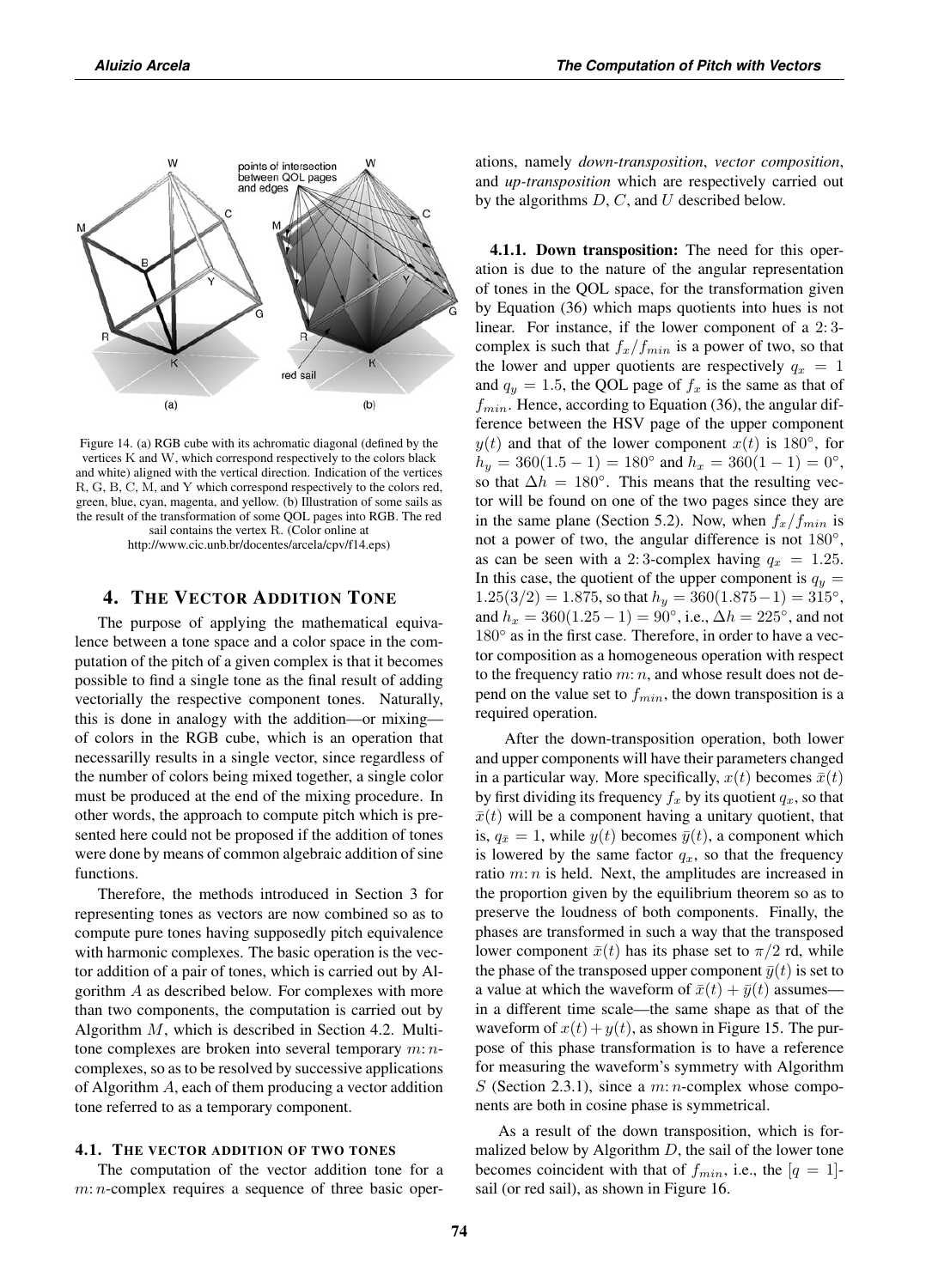Figure 14. (a) RGB cube with its achromatic diagonal (defined by the vertices K and W, which correspond respectively to the colors black and white) aligned with the vertical direction. Indication of the vertices R, G, B, C, M, and Y which correspond respectively to the colors red, green, blue, cyan, magenta, and yellow. (b) Illustration of some sails as the result of the transformation of some QOL pages into RGB. The red sail contains the vertex R. (Color online at http://www.cic.unb.br/docentes/arcela/cpv/f14.eps)

## 4. The Vector Addition Tone

The purpose of applying the mathematical equivalence between a tone space and a color space in the computation of the pitch of a given complex is that it becomes possible to find a single tone as the final result of adding vectorially the respective component tones. Naturally, this is done in analogy with the addition—or mixing—of colors in the RGB cube, which is an operation that necessarilly results in a single vector, since regardless of the number of colors being mixed together, a single color must be produced at the end of the mixing procedure. In other words, the approach to compute pitch which is presented here could not be proposed if the addition of tones were done by means of common algebraic addition of sine functions.

Therefore, the methods introduced in Section 3 for representing tones as vectors are now combined so as to compute pure tones having supposedly pitch equivalence with harmonic complexes. The basic operation is the vector addition of a pair of tones, which is carried out by Algorithm $A$ as described below. For complexes with more than two components, the computation is carried out by Algorithm $M$, which is described in Section 4.2. Multitone complexes are broken into several temporary $m\!:\!n$-complexes, so as to be resolved by successive applications of Algorithm $A$, each of them producing a vector addition tone referred to as a temporary component.

### 4.1. The vector addition of two tones

The computation of the vector addition tone for a $m\!:\!n$-complex requires a sequence of three basic operations, namely *down-transposition*, *vector composition*, and *up-transposition* which are respectively carried out by the algorithms $D$, $C$, and $U$ described below.

**4.1.1. Down transposition:** The need for this operation is due to the nature of the angular representation of tones in the QOL space, for the transformation given by Equation (36) which maps quotients into hues is not linear. For instance, if the lower component of a 2:3-complex is such that $f_x/f_{min}$ is a power of two, so that the lower and upper quotients are respectively $q_x = 1$ and $q_y = 1.5$, the QOL page of $f_x$ is the same as that of $f_{min}$. Hence, according to Equation (36), the angular difference between the HSV page of the upper component $y(t)$ and that of the lower component $x(t)$ is $180°$, for $h_y = 360(1.5 - 1) = 180°$ and $h_x = 360(1 - 1) = 0°$, so that $\Delta h = 180°$. This means that the resulting vector will be found on one of the two pages since they are in the same plane (Section 5.2). Now, when $f_x/f_{min}$ is not a power of two, the angular difference is not $180°$, as can be seen with a 2:3-complex having $q_x = 1.25$. In this case, the quotient of the upper component is $q_y = 1.25(3/2) = 1.875$, so that $h_y = 360(1.875-1) = 315°$, and $h_x = 360(1.25 - 1) = 90°$, i.e., $\Delta h = 225°$, and not $180°$ as in the first case. Therefore, in order to have a vector composition as a homogeneous operation with respect to the frequency ratio $m\!:\!n$, and whose result does not depend on the value set to $f_{min}$, the down transposition is a required operation.

After the down-transposition operation, both lower and upper components will have their parameters changed in a particular way. More specifically, $x(t)$ becomes $\bar{x}(t)$ by first dividing its frequency $f_x$ by its quotient $q_x$, so that $\bar{x}(t)$ will be a component having a unitary quotient, that is, $q_{\bar{x}} = 1$, while $y(t)$ becomes $\bar{y}(t)$, a component which is lowered by the same factor $q_x$, so that the frequency ratio $m\!:\!n$ is held. Next, the amplitudes are increased in the proportion given by the equilibrium theorem so as to preserve the loudness of both components. Finally, the phases are transformed in such a way that the transposed lower component $\bar{x}(t)$ has its phase set to $\pi/2$ rd, while the phase of the transposed upper component $\bar{y}(t)$ is set to a value at which the waveform of $\bar{x}(t) + \bar{y}(t)$ assumes—in a different time scale—the same shape as that of the waveform of $x(t) + y(t)$, as shown in Figure 15. The purpose of this phase transformation is to have a reference for measuring the waveform's symmetry with Algorithm $S$ (Section 2.3.1), since a $m\!:\!n$-complex whose components are both in cosine phase is symmetrical.

As a result of the down transposition, which is formalized below by Algorithm $D$, the sail of the lower tone becomes coincident with that of $f_{min}$, i.e., the $[q = 1]$-sail (or red sail), as shown in Figure 16.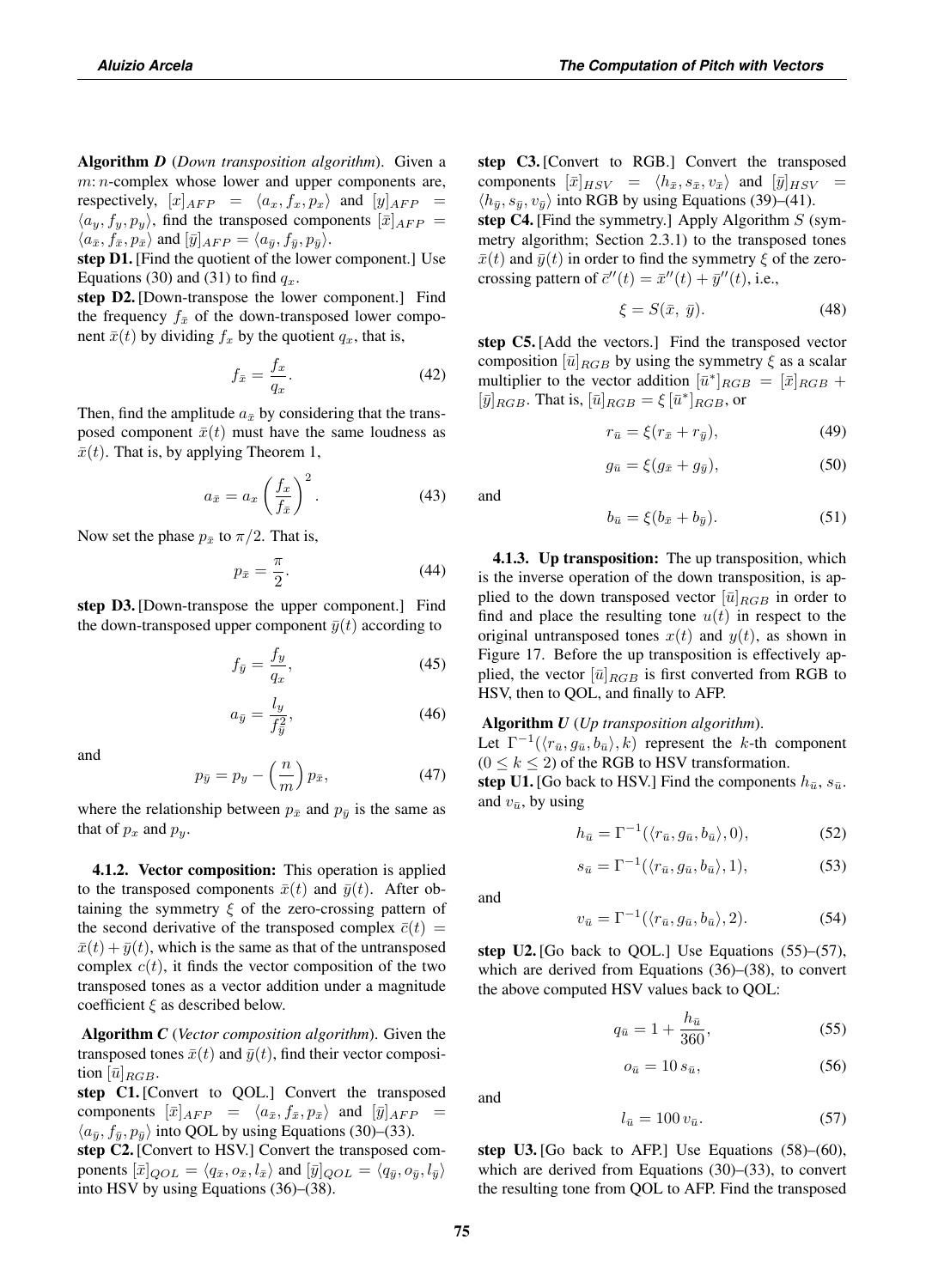**Algorithm *D*** (*Down transposition algorithm*). Given a $m\colon n$-complex whose lower and upper components are, respectively, $[x]_{AFP} = \langle a_x, f_x, p_x \rangle$ and $[y]_{AFP} = \langle a_y, f_y, p_y \rangle$, find the transposed components $[\bar{x}]_{AFP} = \langle a_{\bar{x}}, f_{\bar{x}}, p_{\bar{x}} \rangle$ and $[\bar{y}]_{AFP} = \langle a_{\bar{y}}, f_{\bar{y}}, p_{\bar{y}} \rangle$.

**step D1.** [Find the quotient of the lower component.] Use Equations (30) and (31) to find $q_x$.

**step D2.** [Down-transpose the lower component.] Find the frequency $f_{\bar{x}}$ of the down-transposed lower component $\bar{x}(t)$ by dividing $f_x$ by the quotient $q_x$, that is,

$$f_{\bar{x}} = \frac{f_x}{q_x}. \tag{42}$$

Then, find the amplitude $a_{\bar{x}}$ by considering that the transposed component $\bar{x}(t)$ must have the same loudness as $\bar{x}(t)$. That is, by applying Theorem 1,

$$a_{\bar{x}} = a_x \left(\frac{f_x}{f_{\bar{x}}}\right)^2. \tag{43}$$

Now set the phase $p_{\bar{x}}$ to $\pi/2$. That is,

$$p_{\bar{x}} = \frac{\pi}{2}. \tag{44}$$

**step D3.** [Down-transpose the upper component.] Find the down-transposed upper component $\bar{y}(t)$ according to

$$f_{\bar{y}} = \frac{f_y}{q_x}, \tag{45}$$

$$a_{\bar{y}} = \frac{l_y}{f_{\bar{y}}^2}, \tag{46}$$

and

$$p_{\bar{y}} = p_y - \left(\frac{n}{m}\right) p_{\bar{x}}, \tag{47}$$

where the relationship between $p_{\bar{x}}$ and $p_{\bar{y}}$ is the same as that of $p_x$ and $p_y$.

**4.1.2. Vector composition:** This operation is applied to the transposed components $\bar{x}(t)$ and $\bar{y}(t)$. After obtaining the symmetry $\xi$ of the zero-crossing pattern of the second derivative of the transposed complex $\bar{c}(t) = \bar{x}(t) + \bar{y}(t)$, which is the same as that of the untransposed complex $c(t)$, it finds the vector composition of the two transposed tones as a vector addition under a magnitude coefficient $\xi$ as described below.

**Algorithm *C*** (*Vector composition algorithm*). Given the transposed tones $\bar{x}(t)$ and $\bar{y}(t)$, find their vector composition $[\bar{u}]_{RGB}$.

**step C1.** [Convert to QOL.] Convert the transposed components $[\bar{x}]_{AFP} = \langle a_{\bar{x}}, f_{\bar{x}}, p_{\bar{x}} \rangle$ and $[\bar{y}]_{AFP} = \langle a_{\bar{y}}, f_{\bar{y}}, p_{\bar{y}} \rangle$ into QOL by using Equations (30)–(33).

**step C2.** [Convert to HSV.] Convert the transposed components $[\bar{x}]_{QOL} = \langle q_{\bar{x}}, o_{\bar{x}}, l_{\bar{x}} \rangle$ and $[\bar{y}]_{QOL} = \langle q_{\bar{y}}, o_{\bar{y}}, l_{\bar{y}} \rangle$ into HSV by using Equations (36)–(38).

**step C3.** [Convert to RGB.] Convert the transposed components $[\bar{x}]_{HSV} = \langle h_{\bar{x}}, s_{\bar{x}}, v_{\bar{x}} \rangle$ and $[\bar{y}]_{HSV} = \langle h_{\bar{y}}, s_{\bar{y}}, v_{\bar{y}} \rangle$ into RGB by using Equations (39)–(41).

**step C4.** [Find the symmetry.] Apply Algorithm $S$ (symmetry algorithm; Section 2.3.1) to the transposed tones $\bar{x}(t)$ and $\bar{y}(t)$ in order to find the symmetry $\xi$ of the zero-crossing pattern of $\bar{c}''(t) = \bar{x}''(t) + \bar{y}''(t)$, i.e.,

$$\xi = S(\bar{x},\ \bar{y}). \tag{48}$$

**step C5.** [Add the vectors.] Find the transposed vector composition $[\bar{u}]_{RGB}$ by using the symmetry $\xi$ as a scalar multiplier to the vector addition $[\bar{u}^*]_{RGB} = [\bar{x}]_{RGB} + [\bar{y}]_{RGB}$. That is, $[\bar{u}]_{RGB} = \xi\, [\bar{u}^*]_{RGB}$, or

$$r_{\bar{u}} = \xi(r_{\bar{x}} + r_{\bar{y}}), \tag{49}$$

$$g_{\bar{u}} = \xi(g_{\bar{x}} + g_{\bar{y}}), \tag{50}$$

and

$$b_{\bar{u}} = \xi(b_{\bar{x}} + b_{\bar{y}}). \tag{51}$$

**4.1.3. Up transposition:** The up transposition, which is the inverse operation of the down transposition, is applied to the down transposed vector $[\bar{u}]_{RGB}$ in order to find and place the resulting tone $u(t)$ in respect to the original untransposed tones $x(t)$ and $y(t)$, as shown in Figure 17. Before the up transposition is effectively applied, the vector $[\bar{u}]_{RGB}$ is first converted from RGB to HSV, then to QOL, and finally to AFP.

**Algorithm *U*** (*Up transposition algorithm*).
Let $\Gamma^{-1}(\langle r_{\bar{u}}, g_{\bar{u}}, b_{\bar{u}} \rangle, k)$ represent the $k$-th component $(0 \le k \le 2)$ of the RGB to HSV transformation.

**step U1.** [Go back to HSV.] Find the components $h_{\bar{u}}$, $s_{\bar{u}}$, and $v_{\bar{u}}$, by using

$$h_{\bar{u}} = \Gamma^{-1}(\langle r_{\bar{u}}, g_{\bar{u}}, b_{\bar{u}} \rangle, 0), \tag{52}$$

$$s_{\bar{u}} = \Gamma^{-1}(\langle r_{\bar{u}}, g_{\bar{u}}, b_{\bar{u}} \rangle, 1), \tag{53}$$

and

$$v_{\bar{u}} = \Gamma^{-1}(\langle r_{\bar{u}}, g_{\bar{u}}, b_{\bar{u}} \rangle, 2). \tag{54}$$

**step U2.** [Go back to QOL.] Use Equations (55)–(57), which are derived from Equations (36)–(38), to convert the above computed HSV values back to QOL:

$$q_{\bar{u}} = 1 + \frac{h_{\bar{u}}}{360}, \tag{55}$$

$$o_{\bar{u}} = 10\, s_{\bar{u}}, \tag{56}$$

and

$$l_{\bar{u}} = 100\, v_{\bar{u}}. \tag{57}$$

**step U3.** [Go back to AFP.] Use Equations (58)–(60), which are derived from Equations (30)–(33), to convert the resulting tone from QOL to AFP. Find the transposed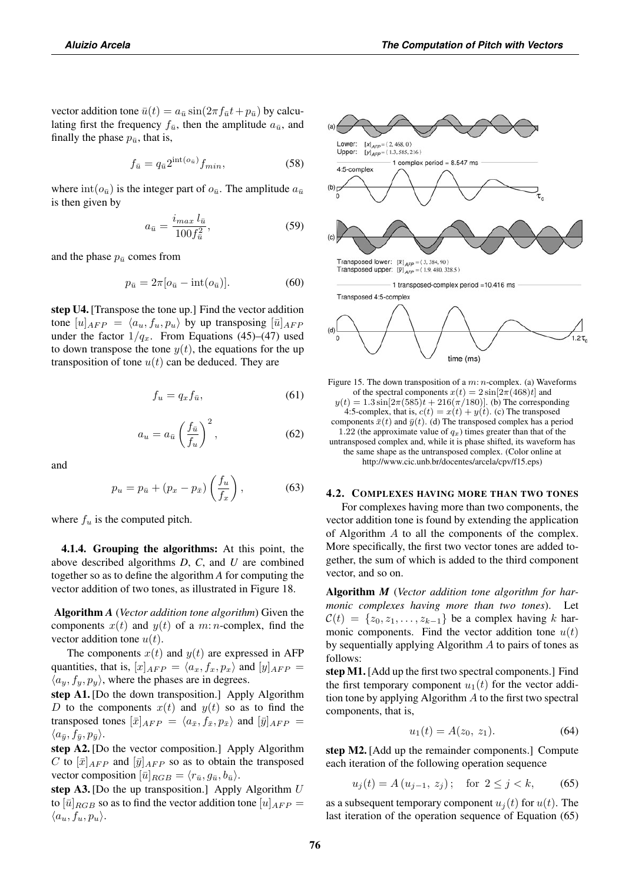vector addition tone $\bar{u}(t) = a_{\bar{u}} \sin(2\pi f_{\bar{u}} t + p_{\bar{u}})$ by calculating first the frequency $f_{\bar{u}}$, then the amplitude $a_{\bar{u}}$, and finally the phase $p_{\bar{u}}$, that is,

$$f_{\bar{u}} = q_{\bar{u}} 2^{\text{int}(o_{\bar{u}})} f_{min}, \tag{58}$$

where $\text{int}(o_{\bar{u}})$ is the integer part of $o_{\bar{u}}$. The amplitude $a_{\bar{u}}$ is then given by

$$a_{\bar{u}} = \frac{i_{max}\, l_{\bar{u}}}{100 f_{\bar{u}}^2}, \tag{59}$$

and the phase $p_{\bar{u}}$ comes from

$$p_{\bar{u}} = 2\pi[o_{\bar{u}} - \text{int}(o_{\bar{u}})]. \tag{60}$$

**step U4.** [Transpose the tone up.] Find the vector addition tone $[u]_{AFP} = \langle a_u, f_u, p_u \rangle$ by up transposing $[\bar{u}]_{AFP}$ under the factor $1/q_x$. From Equations (45)–(47) used to down transpose the tone $y(t)$, the equations for the up transposition of tone $u(t)$ can be deduced. They are

$$f_u = q_x f_{\bar{u}}, \tag{61}$$

$$a_u = a_{\bar{u}} \left( \frac{f_{\bar{u}}}{f_u} \right)^2, \tag{62}$$

and

$$p_u = p_{\bar{u}} + (p_x - p_{\bar{x}}) \left( \frac{f_u}{f_x} \right), \tag{63}$$

where $f_u$ is the computed pitch.

**4.1.4. Grouping the algorithms:** At this point, the above described algorithms *D*, *C*, and *U* are combined together so as to define the algorithm *A* for computing the vector addition of two tones, as illustrated in Figure 18.

**Algorithm *A*** (*Vector addition tone algorithm*) Given the components $x(t)$ and $y(t)$ of a $m\!:\!n$-complex, find the vector addition tone $u(t)$.

The components $x(t)$ and $y(t)$ are expressed in AFP quantities, that is, $[x]_{AFP} = \langle a_x, f_x, p_x \rangle$ and $[y]_{AFP} = \langle a_y, f_y, p_y \rangle$, where the phases are in degrees.

**step A1.** [Do the down transposition.] Apply Algorithm *D* to the components $x(t)$ and $y(t)$ so as to find the transposed tones $[\bar{x}]_{AFP} = \langle a_{\bar{x}}, f_{\bar{x}}, p_{\bar{x}} \rangle$ and $[\bar{y}]_{AFP} = \langle a_{\bar{y}}, f_{\bar{y}}, p_{\bar{y}} \rangle$.

**step A2.** [Do the vector composition.] Apply Algorithm *C* to $[\bar{x}]_{AFP}$ and $[\bar{y}]_{AFP}$ so as to obtain the transposed vector composition $[\bar{u}]_{RGB} = \langle r_{\bar{u}}, g_{\bar{u}}, b_{\bar{u}} \rangle$.

**step A3.** [Do the up transposition.] Apply Algorithm *U* to $[\bar{u}]_{RGB}$ so as to find the vector addition tone $[u]_{AFP} = \langle a_u, f_u, p_u \rangle$.

Figure 15. The down transposition of a $m\!:\!n$-complex. (a) Waveforms of the spectral components $x(t) = 2\sin[2\pi(468)t]$ and $y(t) = 1.3\sin[2\pi(585)t + 216(\pi/180)]$. (b) The corresponding 4:5-complex, that is, $c(t) = x(t) + y(t)$. (c) The transposed components $\bar{x}(t)$ and $\bar{y}(t)$. (d) The transposed complex has a period 1.22 (the approximate value of $q_x$) times greater than that of the untransposed complex and, while it is phase shifted, its waveform has the same shape as the untransposed complex. (Color online at http://www.cic.unb.br/docentes/arcela/cpv/f15.eps)

### 4.2. Complexes having more than two tones

For complexes having more than two components, the vector addition tone is found by extending the application of Algorithm *A* to all the components of the complex. More specifically, the first two vector tones are added together, the sum of which is added to the third component vector, and so on.

**Algorithm *M*** (*Vector addition tone algorithm for harmonic complexes having more than two tones*). Let $\mathcal{C}(t) = \{z_0, z_1, \ldots, z_{k-1}\}$ be a complex having $k$ harmonic components. Find the vector addition tone $u(t)$ by sequentially applying Algorithm *A* to pairs of tones as follows:

**step M1.** [Add up the first two spectral components.] Find the first temporary component $u_1(t)$ for the vector addition tone by applying Algorithm *A* to the first two spectral components, that is,

$$u_1(t) = A(z_0,\ z_1). \tag{64}$$

**step M2.** [Add up the remainder components.] Compute each iteration of the following operation sequence

$$u_j(t) = A\left(u_{j-1},\ z_j\right); \quad \text{for } 2 \le j < k, \tag{65}$$

as a subsequent temporary component $u_j(t)$ for $u(t)$. The last iteration of the operation sequence of Equation (65)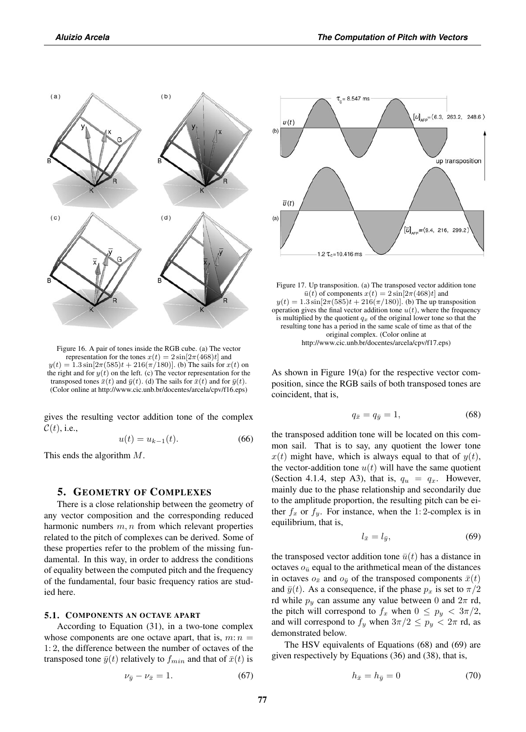Figure 16. A pair of tones inside the RGB cube. (a) The vector representation for the tones $x(t) = 2\sin[2\pi(468)t]$ and $y(t) = 1.3\sin[2\pi(585)t + 216(\pi/180)]$. (b) The sails for $x(t)$ on the right and for $y(t)$ on the left. (c) The vector representation for the transposed tones $\bar{x}(t)$ and $\bar{y}(t)$. (d) The sails for $\bar{x}(t)$ and for $\bar{y}(t)$. (Color online at http://www.cic.unb.br/docentes/arcela/cpv/f16.eps)

gives the resulting vector addition tone of the complex $\mathcal{C}(t)$, i.e.,

$$u(t) = u_{k-1}(t). \tag{66}$$

This ends the algorithm $M$.

## 5. Geometry of Complexes

There is a close relationship between the geometry of any vector composition and the corresponding reduced harmonic numbers $m, n$ from which relevant properties related to the pitch of complexes can be derived. Some of these properties refer to the problem of the missing fundamental. In this way, in order to address the conditions of equality between the computed pitch and the frequency of the fundamental, four basic frequency ratios are studied here.

### 5.1. Components an octave apart

According to Equation (31), in a two-tone complex whose components are one octave apart, that is, $m : n = 1 : 2$, the difference between the number of octaves of the transposed tone $\bar{y}(t)$ relatively to $f_{min}$ and that of $\bar{x}(t)$ is

$$\nu_{\bar{y}} - \nu_{\bar{x}} = 1. \tag{67}$$

Figure 17. Up transposition. (a) The transposed vector addition tone $\bar{u}(t)$ of components $x(t) = 2\sin[2\pi(468)t]$ and $y(t) = 1.3\sin[2\pi(585)t + 216(\pi/180)]$. (b) The up transposition operation gives the final vector addition tone $u(t)$, where the frequency is multiplied by the quotient $q_x$ of the original lower tone so that the resulting tone has a period in the same scale of time as that of the original complex. (Color online at http://www.cic.unb.br/docentes/arcela/cpv/f17.eps)

As shown in Figure 19(a) for the respective vector composition, since the RGB sails of both transposed tones are coincident, that is,

$$q_{\bar{x}} = q_{\bar{y}} = 1, \tag{68}$$

the transposed addition tone will be located on this common sail. That is to say, any quotient the lower tone $x(t)$ might have, which is always equal to that of $y(t)$, the vector-addition tone $u(t)$ will have the same quotient (Section 4.1.4, step A3), that is, $q_u = q_x$. However, mainly due to the phase relationship and secondarily due to the amplitude proportion, the resulting pitch can be either $f_x$ or $f_y$. For instance, when the 1: 2-complex is in equilibrium, that is,

$$l_{\bar{x}} = l_{\bar{y}}, \tag{69}$$

the transposed vector addition tone $\bar{u}(t)$ has a distance in octaves $o_{\bar{u}}$ equal to the arithmetical mean of the distances in octaves $o_{\bar{x}}$ and $o_{\bar{y}}$ of the transposed components $\bar{x}(t)$ and $\bar{y}(t)$. As a consequence, if the phase $p_x$ is set to $\pi/2$ rd while $p_y$ can assume any value between 0 and $2\pi$ rd, the pitch will correspond to $f_x$ when $0 \leq p_y < 3\pi/2$, and will correspond to $f_y$ when $3\pi/2 \leq p_y < 2\pi$ rd, as demonstrated below.

The HSV equivalents of Equations (68) and (69) are given respectively by Equations (36) and (38), that is,

$$h_{\bar{x}} = h_{\bar{y}} = 0 \tag{70}$$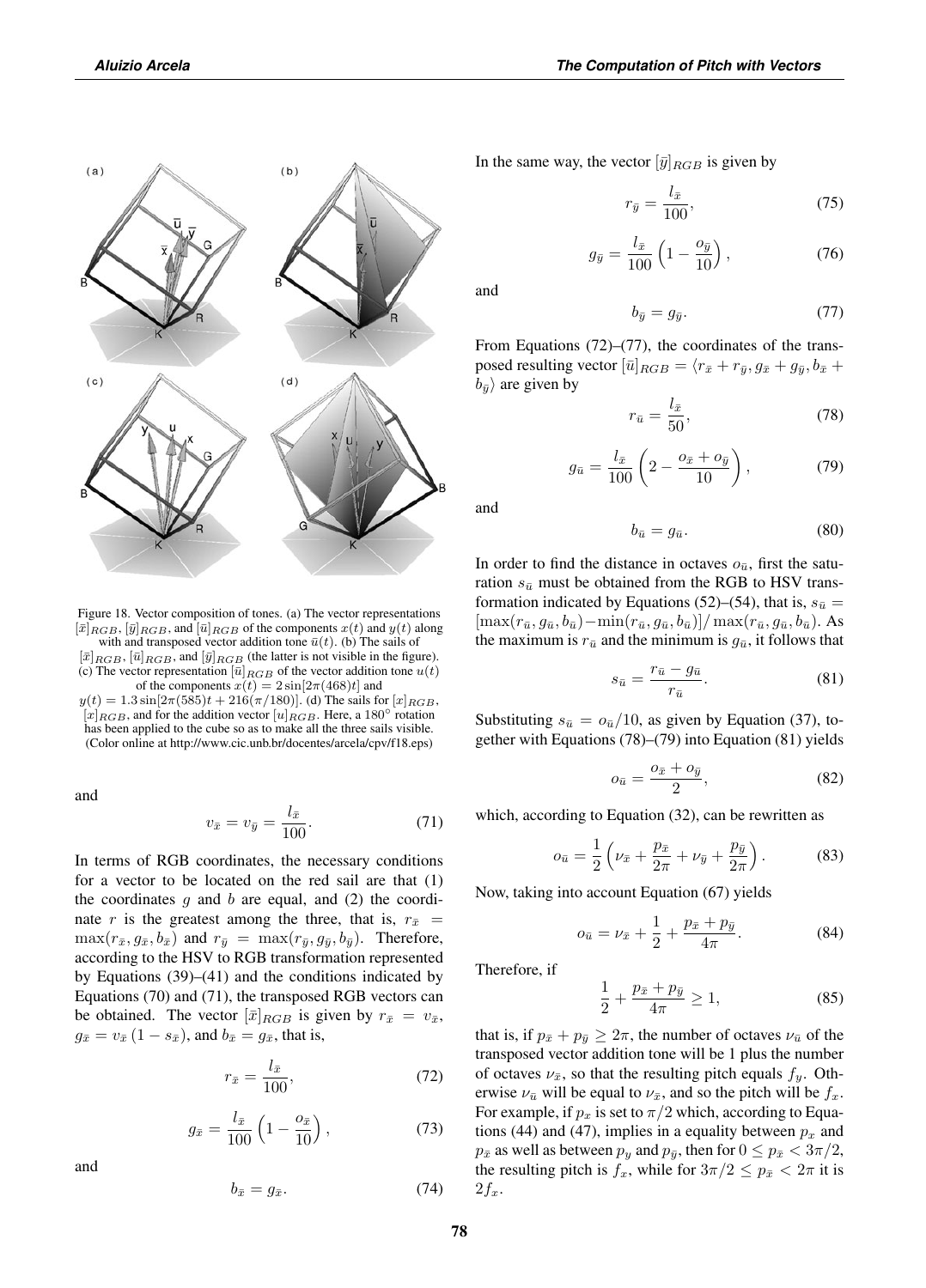Figure 18. Vector composition of tones. (a) The vector representations $[\bar{x}]_{RGB}$, $[\bar{y}]_{RGB}$, and $[\bar{u}]_{RGB}$ of the components $x(t)$ and $y(t)$ along with and transposed vector addition tone $\bar{u}(t)$. (b) The sails of $[\bar{x}]_{RGB}$, $[\bar{u}]_{RGB}$, and $[\bar{y}]_{RGB}$ (the latter is not visible in the figure). (c) The vector representation $[\bar{u}]_{RGB}$ of the vector addition tone $u(t)$ of the components $x(t) = 2\sin[2\pi(468)t]$ and $y(t) = 1.3\sin[2\pi(585)t + 216(\pi/180)]$. (d) The sails for $[x]_{RGB}$, $[x]_{RGB}$, and for the addition vector $[u]_{RGB}$. Here, a 180° rotation has been applied to the cube so as to make all the three sails visible. (Color online at http://www.cic.unb.br/docentes/arcela/cpv/f18.eps)

and

$$v_{\bar{x}} = v_{\bar{y}} = \frac{l_{\bar{x}}}{100}. \tag{71}$$

In terms of RGB coordinates, the necessary conditions for a vector to be located on the red sail are that (1) the coordinates $g$ and $b$ are equal, and (2) the coordinate $r$ is the greatest among the three, that is, $r_{\bar{x}} = \max(r_{\bar{x}}, g_{\bar{x}}, b_{\bar{x}})$ and $r_{\bar{y}} = \max(r_{\bar{y}}, g_{\bar{y}}, b_{\bar{y}})$. Therefore, according to the HSV to RGB transformation represented by Equations (39)–(41) and the conditions indicated by Equations (70) and (71), the transposed RGB vectors can be obtained. The vector $[\bar{x}]_{RGB}$ is given by $r_{\bar{x}} = v_{\bar{x}}$, $g_{\bar{x}} = v_{\bar{x}}\,(1 - s_{\bar{x}})$, and $b_{\bar{x}} = g_{\bar{x}}$, that is,

$$r_{\bar{x}} = \frac{l_{\bar{x}}}{100}, \tag{72}$$

$$g_{\bar{x}} = \frac{l_{\bar{x}}}{100}\left(1 - \frac{o_{\bar{x}}}{10}\right), \tag{73}$$

and

$$b_{\bar{x}} = g_{\bar{x}}. \tag{74}$$

In the same way, the vector $[\bar{y}]_{RGB}$ is given by

$$r_{\bar{y}} = \frac{l_{\bar{x}}}{100}, \tag{75}$$

$$g_{\bar{y}} = \frac{l_{\bar{x}}}{100}\left(1 - \frac{o_{\bar{y}}}{10}\right), \tag{76}$$

and

$$b_{\bar{y}} = g_{\bar{y}}. \tag{77}$$

From Equations (72)–(77), the coordinates of the transposed resulting vector $[\bar{u}]_{RGB} = \langle r_{\bar{x}} + r_{\bar{y}}, g_{\bar{x}} + g_{\bar{y}}, b_{\bar{x}} + b_{\bar{y}}\rangle$ are given by

$$r_{\bar{u}} = \frac{l_{\bar{x}}}{50}, \tag{78}$$

$$g_{\bar{u}} = \frac{l_{\bar{x}}}{100}\left(2 - \frac{o_{\bar{x}} + o_{\bar{y}}}{10}\right), \tag{79}$$

and

$$b_{\bar{u}} = g_{\bar{u}}. \tag{80}$$

In order to find the distance in octaves $o_{\bar{u}}$, first the saturation $s_{\bar{u}}$ must be obtained from the RGB to HSV transformation indicated by Equations (52)–(54), that is, $s_{\bar{u}} = [\max(r_{\bar{u}}, g_{\bar{u}}, b_{\bar{u}}) - \min(r_{\bar{u}}, g_{\bar{u}}, b_{\bar{u}})]/\max(r_{\bar{u}}, g_{\bar{u}}, b_{\bar{u}})$. As the maximum is $r_{\bar{u}}$ and the minimum is $g_{\bar{u}}$, it follows that

$$s_{\bar{u}} = \frac{r_{\bar{u}} - g_{\bar{u}}}{r_{\bar{u}}}. \tag{81}$$

Substituting $s_{\bar{u}} = o_{\bar{u}}/10$, as given by Equation (37), together with Equations (78)–(79) into Equation (81) yields

$$o_{\bar{u}} = \frac{o_{\bar{x}} + o_{\bar{y}}}{2}, \tag{82}$$

which, according to Equation (32), can be rewritten as

$$o_{\bar{u}} = \frac{1}{2}\left(\nu_{\bar{x}} + \frac{p_{\bar{x}}}{2\pi} + \nu_{\bar{y}} + \frac{p_{\bar{y}}}{2\pi}\right). \tag{83}$$

Now, taking into account Equation (67) yields

$$o_{\bar{u}} = \nu_{\bar{x}} + \frac{1}{2} + \frac{p_{\bar{x}} + p_{\bar{y}}}{4\pi}. \tag{84}$$

Therefore, if

$$\frac{1}{2} + \frac{p_{\bar{x}} + p_{\bar{y}}}{4\pi} \geq 1, \tag{85}$$

that is, if $p_{\bar{x}} + p_{\bar{y}} \geq 2\pi$, the number of octaves $\nu_{\bar{u}}$ of the transposed vector addition tone will be 1 plus the number of octaves $\nu_{\bar{x}}$, so that the resulting pitch equals $f_y$. Otherwise $\nu_{\bar{u}}$ will be equal to $\nu_{\bar{x}}$, and so the pitch will be $f_x$. For example, if $p_x$ is set to $\pi/2$ which, according to Equations (44) and (47), implies in a equality between $p_x$ and $p_{\bar{x}}$ as well as between $p_y$ and $p_{\bar{y}}$, then for $0 \leq p_{\bar{x}} < 3\pi/2$, the resulting pitch is $f_x$, while for $3\pi/2 \leq p_{\bar{x}} < 2\pi$ it is $2f_x$.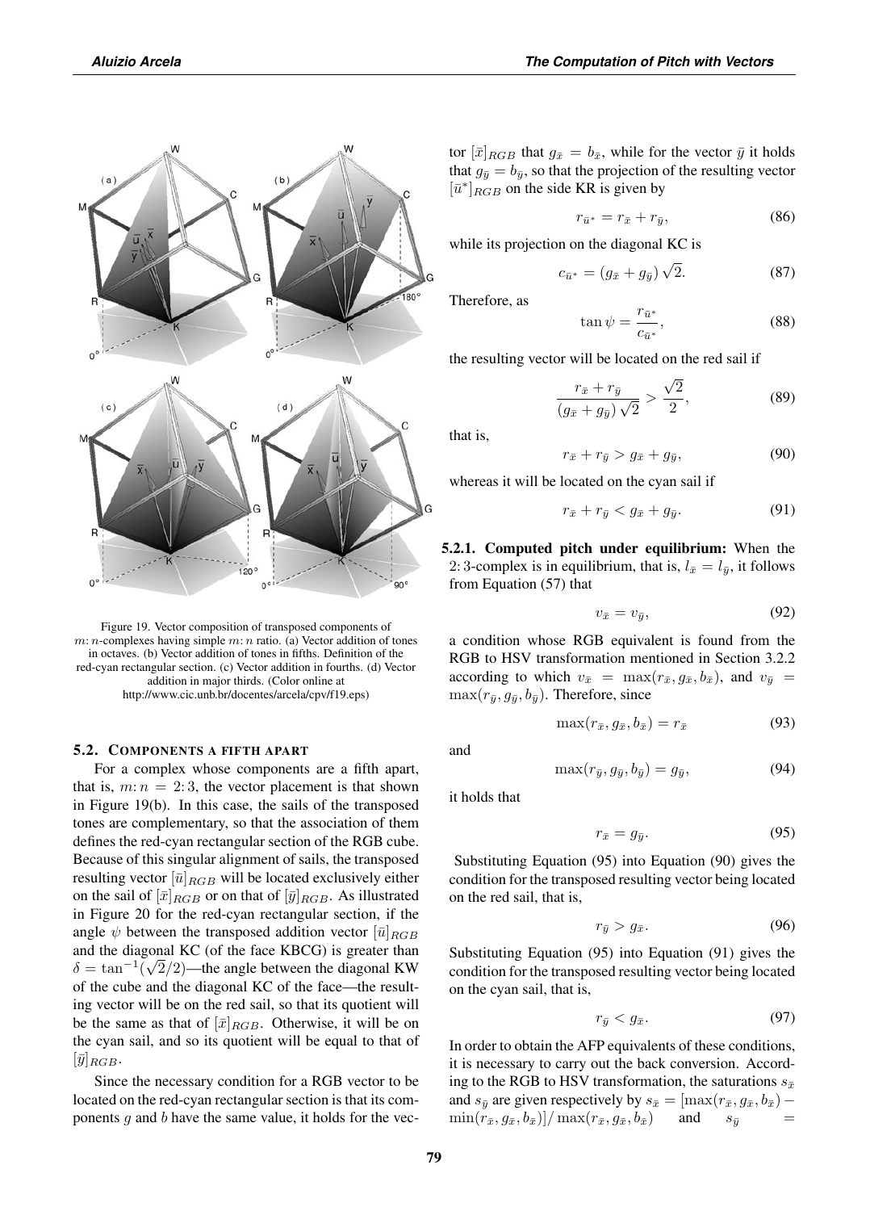Figure 19. Vector composition of transposed components of $m$: $n$-complexes having simple $m$: $n$ ratio. (a) Vector addition of tones in octaves. (b) Vector addition of tones in fifths. Definition of the red-cyan rectangular section. (c) Vector addition in fourths. (d) Vector addition in major thirds. (Color online at http://www.cic.unb.br/docentes/arcela/cpv/f19.eps)

### 5.2. Components a fifth apart

For a complex whose components are a fifth apart, that is, $m$: $n$ = 2: 3, the vector placement is that shown in Figure 19(b). In this case, the sails of the transposed tones are complementary, so that the association of them defines the red-cyan rectangular section of the RGB cube. Because of this singular alignment of sails, the transposed resulting vector $[\bar{u}]_{RGB}$ will be located exclusively either on the sail of $[\bar{x}]_{RGB}$ or on that of $[\bar{y}]_{RGB}$. As illustrated in Figure 20 for the red-cyan rectangular section, if the angle $\psi$ between the transposed addition vector $[\bar{u}]_{RGB}$ and the diagonal KC (of the face KBCG) is greater than $\delta = \tan^{-1}(\sqrt{2}/2)$—the angle between the diagonal KW of the cube and the diagonal KC of the face—the resulting vector will be on the red sail, so that its quotient will be the same as that of $[\bar{x}]_{RGB}$. Otherwise, it will be on the cyan sail, and so its quotient will be equal to that of $[\bar{y}]_{RGB}$.

Since the necessary condition for a RGB vector to be located on the red-cyan rectangular section is that its components $g$ and $b$ have the same value, it holds for the vector $[\bar{x}]_{RGB}$ that $g_{\bar{x}} = b_{\bar{x}}$, while for the vector $\bar{y}$ it holds that $g_{\bar{y}} = b_{\bar{y}}$, so that the projection of the resulting vector $[\bar{u}^*]_{RGB}$ on the side KR is given by

$$r_{\bar{u}^*} = r_{\bar{x}} + r_{\bar{y}}, \tag{86}$$

while its projection on the diagonal KC is

$$c_{\bar{u}^*} = (g_{\bar{x}} + g_{\bar{y}})\sqrt{2}. \tag{87}$$

Therefore, as

$$\tan\psi = \frac{r_{\bar{u}^*}}{c_{\bar{u}^*}}, \tag{88}$$

the resulting vector will be located on the red sail if

$$\frac{r_{\bar{x}} + r_{\bar{y}}}{(g_{\bar{x}} + g_{\bar{y}})\sqrt{2}} > \frac{\sqrt{2}}{2}, \tag{89}$$

that is,

$$r_{\bar{x}} + r_{\bar{y}} > g_{\bar{x}} + g_{\bar{y}}, \tag{90}$$

whereas it will be located on the cyan sail if

$$r_{\bar{x}} + r_{\bar{y}} < g_{\bar{x}} + g_{\bar{y}}. \tag{91}$$

**5.2.1. Computed pitch under equilibrium:** When the 2: 3-complex is in equilibrium, that is, $l_{\bar{x}} = l_{\bar{y}}$, it follows from Equation (57) that

$$v_{\bar{x}} = v_{\bar{y}}, \tag{92}$$

a condition whose RGB equivalent is found from the RGB to HSV transformation mentioned in Section 3.2.2 according to which $v_{\bar{x}} = \max(r_{\bar{x}}, g_{\bar{x}}, b_{\bar{x}})$, and $v_{\bar{y}} = \max(r_{\bar{y}}, g_{\bar{y}}, b_{\bar{y}})$. Therefore, since

$$\max(r_{\bar{x}}, g_{\bar{x}}, b_{\bar{x}}) = r_{\bar{x}} \tag{93}$$

and

$$\max(r_{\bar{y}}, g_{\bar{y}}, b_{\bar{y}}) = g_{\bar{y}}, \tag{94}$$

it holds that

$$r_{\bar{x}} = g_{\bar{y}}. \tag{95}$$

Substituting Equation (95) into Equation (90) gives the condition for the transposed resulting vector being located on the red sail, that is,

$$r_{\bar{y}} > g_{\bar{x}}. \tag{96}$$

Substituting Equation (95) into Equation (91) gives the condition for the transposed resulting vector being located on the cyan sail, that is,

$$r_{\bar{y}} < g_{\bar{x}}. \tag{97}$$

In order to obtain the AFP equivalents of these conditions, it is necessary to carry out the back conversion. According to the RGB to HSV transformation, the saturations $s_{\bar{x}}$ and $s_{\bar{y}}$ are given respectively by $s_{\bar{x}} = [\max(r_{\bar{x}}, g_{\bar{x}}, b_{\bar{x}}) - \min(r_{\bar{x}}, g_{\bar{x}}, b_{\bar{x}})]/\max(r_{\bar{x}}, g_{\bar{x}}, b_{\bar{x}})$ and $s_{\bar{y}} =$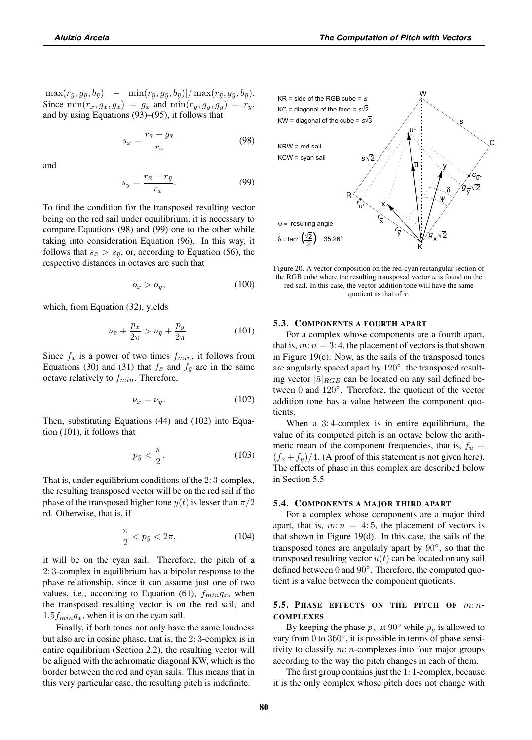$[\max(r_{\bar{y}}, g_{\bar{y}}, b_{\bar{y}}) - \min(r_{\bar{y}}, g_{\bar{y}}, b_{\bar{y}})]/\max(r_{\bar{y}}, g_{\bar{y}}, b_{\bar{y}})$. Since $\min(r_{\bar{x}}, g_{\bar{x}}, g_{\bar{x}}) = g_{\bar{x}}$ and $\min(r_{\bar{y}}, g_{\bar{y}}, g_{\bar{y}}) = r_{\bar{y}}$, and by using Equations (93)–(95), it follows that

$$s_{\bar{x}} = \frac{r_{\bar{x}} - g_{\bar{x}}}{r_{\bar{x}}} \tag{98}$$

and

$$s_{\bar{y}} = \frac{r_{\bar{x}} - r_{\bar{y}}}{r_{\bar{x}}}. \tag{99}$$

To find the condition for the transposed resulting vector being on the red sail under equilibrium, it is necessary to compare Equations (98) and (99) one to the other while taking into consideration Equation (96). In this way, it follows that $s_{\bar{x}} > s_{\bar{y}}$, or, according to Equation (56), the respective distances in octaves are such that

$$o_{\bar{x}} > o_{\bar{y}}, \tag{100}$$

which, from Equation (32), yields

$$\nu_{\bar{x}} + \frac{p_{\bar{x}}}{2\pi} > \nu_{\bar{y}} + \frac{p_{\bar{y}}}{2\pi}. \tag{101}$$

Since $f_{\bar{x}}$ is a power of two times $f_{min}$, it follows from Equations (30) and (31) that $f_{\bar{x}}$ and $f_{\bar{y}}$ are in the same octave relatively to $f_{min}$. Therefore,

$$\nu_{\bar{x}} = \nu_{\bar{y}}. \tag{102}$$

Then, substituting Equations (44) and (102) into Equation (101), it follows that

$$p_{\bar{y}} < \frac{\pi}{2}. \tag{103}$$

That is, under equilibrium conditions of the 2: 3-complex, the resulting transposed vector will be on the red sail if the phase of the transposed higher tone $\bar{y}(t)$ is lesser than $\pi/2$ rd. Otherwise, that is, if

$$\frac{\pi}{2} < p_{\bar{y}} < 2\pi, \tag{104}$$

it will be on the cyan sail. Therefore, the pitch of a 2: 3-complex in equilibrium has a bipolar response to the phase relationship, since it can assume just one of two values, i.e., according to Equation (61), $f_{min}q_x$, when the transposed resulting vector is on the red sail, and $1.5f_{min}q_x$, when it is on the cyan sail.

Finally, if both tones not only have the same loudness but also are in cosine phase, that is, the 2: 3-complex is in entire equilibrium (Section 2.2), the resulting vector will be aligned with the achromatic diagonal KW, which is the border between the red and cyan sails. This means that in this very particular case, the resulting pitch is indefinite.

Figure 20. A vector composition on the red-cyan rectangular section of the RGB cube where the resulting transposed vector $\bar{u}$ is found on the red sail. In this case, the vector addition tone will have the same quotient as that of $\bar{x}$.

### 5.3. Components a fourth apart

For a complex whose components are a fourth apart, that is, $m\colon n = 3\colon 4$, the placement of vectors is that shown in Figure 19(c). Now, as the sails of the transposed tones are angularly spaced apart by $120°$, the transposed resulting vector $[\bar{u}]_{RGB}$ can be located on any sail defined between 0 and $120°$. Therefore, the quotient of the vector addition tone has a value between the component quotients.

When a 3: 4-complex is in entire equilibrium, the value of its computed pitch is an octave below the arithmetic mean of the component frequencies, that is, $f_u = (f_x + f_y)/4$. (A proof of this statement is not given here). The effects of phase in this complex are described below in Section 5.5

### 5.4. Components a major third apart

For a complex whose components are a major third apart, that is, $m\colon n = 4\colon 5$, the placement of vectors is that shown in Figure 19(d). In this case, the sails of the transposed tones are angularly apart by $90°$, so that the transposed resulting vector $\bar{u}(t)$ can be located on any sail defined between 0 and $90°$. Therefore, the computed quotient is a value between the component quotients.

### 5.5. Phase effects on the pitch of $m\colon n$-complexes

By keeping the phase $p_x$ at $90°$ while $p_y$ is allowed to vary from 0 to $360°$, it is possible in terms of phase sensitivity to classify $m\colon n$-complexes into four major groups according to the way the pitch changes in each of them.

The first group contains just the 1: 1-complex, because it is the only complex whose pitch does not change with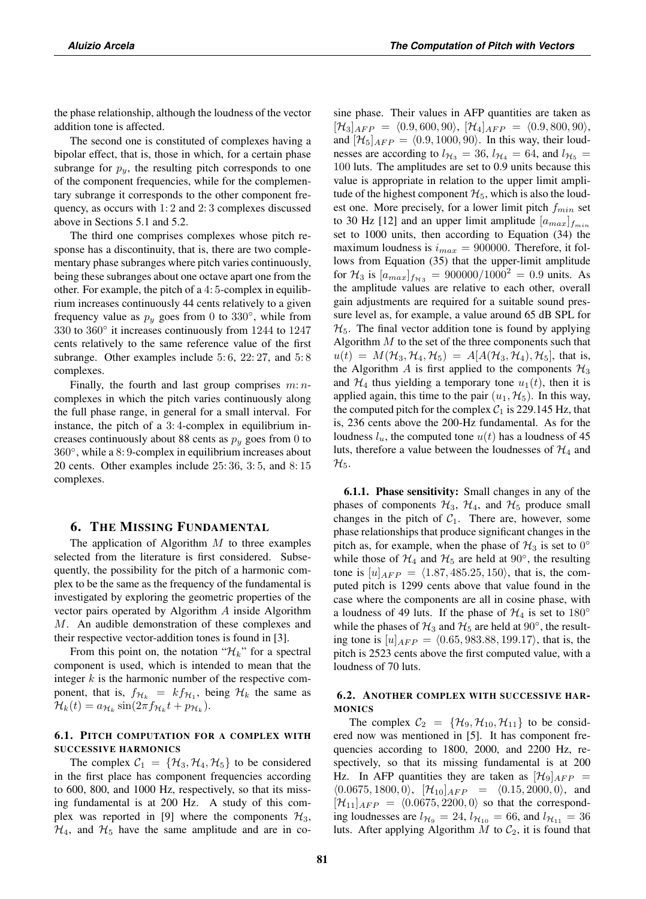the phase relationship, although the loudness of the vector addition tone is affected.

The second one is constituted of complexes having a bipolar effect, that is, those in which, for a certain phase subrange for $p_y$, the resulting pitch corresponds to one of the component frequencies, while for the complementary subrange it corresponds to the other component frequency, as occurs with 1: 2 and 2: 3 complexes discussed above in Sections 5.1 and 5.2.

The third one comprises complexes whose pitch response has a discontinuity, that is, there are two complementary phase subranges where pitch varies continuously, being these subranges about one octave apart one from the other. For example, the pitch of a 4: 5-complex in equilibrium increases continuously 44 cents relatively to a given frequency value as $p_y$ goes from 0 to 330°, while from 330 to 360° it increases continuously from 1244 to 1247 cents relatively to the same reference value of the first subrange. Other examples include 5: 6, 22: 27, and 5: 8 complexes.

Finally, the fourth and last group comprises $m$: $n$-complexes in which the pitch varies continuously along the full phase range, in general for a small interval. For instance, the pitch of a 3: 4-complex in equilibrium increases continuously about 88 cents as $p_y$ goes from 0 to 360°, while a 8: 9-complex in equilibrium increases about 20 cents. Other examples include 25: 36, 3: 5, and 8: 15 complexes.

## 6. The Missing Fundamental

The application of Algorithm $M$ to three examples selected from the literature is first considered. Subsequently, the possibility for the pitch of a harmonic complex to be the same as the frequency of the fundamental is investigated by exploring the geometric properties of the vector pairs operated by Algorithm $A$ inside Algorithm $M$. An audible demonstration of these complexes and their respective vector-addition tones is found in [3].

From this point on, the notation "$\mathcal{H}_k$" for a spectral component is used, which is intended to mean that the integer $k$ is the harmonic number of the respective component, that is, $f_{\mathcal{H}_k} = k f_{\mathcal{H}_1}$, being $\mathcal{H}_k$ the same as $\mathcal{H}_k(t) = a_{\mathcal{H}_k} \sin(2\pi f_{\mathcal{H}_k} t + p_{\mathcal{H}_k})$.

### 6.1. Pitch computation for a complex with successive harmonics

The complex $\mathcal{C}_1 = \{\mathcal{H}_3, \mathcal{H}_4, \mathcal{H}_5\}$ to be considered in the first place has component frequencies according to 600, 800, and 1000 Hz, respectively, so that its missing fundamental is at 200 Hz. A study of this complex was reported in [9] where the components $\mathcal{H}_3$, $\mathcal{H}_4$, and $\mathcal{H}_5$ have the same amplitude and are in cosine phase. Their values in AFP quantities are taken as $[\mathcal{H}_3]_{AFP} = \langle 0.9, 600, 90 \rangle$, $[\mathcal{H}_4]_{AFP} = \langle 0.9, 800, 90 \rangle$, and $[\mathcal{H}_5]_{AFP} = \langle 0.9, 1000, 90 \rangle$. In this way, their loudnesses are according to $l_{\mathcal{H}_3} = 36$, $l_{\mathcal{H}_4} = 64$, and $l_{\mathcal{H}_5} = 100$ luts. The amplitudes are set to 0.9 units because this value is appropriate in relation to the upper limit amplitude of the highest component $\mathcal{H}_5$, which is also the loudest one. More precisely, for a lower limit pitch $f_{min}$ set to 30 Hz [12] and an upper limit amplitude $[a_{max}]_{f_{min}}$ set to 1000 units, then according to Equation (34) the maximum loudness is $i_{max} = 900000$. Therefore, it follows from Equation (35) that the upper-limit amplitude for $\mathcal{H}_3$ is $[a_{max}]_{f_{\mathcal{H}_3}} = 900000/1000^2 = 0.9$ units. As the amplitude values are relative to each other, overall gain adjustments are required for a suitable sound pressure level as, for example, a value around 65 dB SPL for $\mathcal{H}_5$. The final vector addition tone is found by applying Algorithm $M$ to the set of the three components such that $u(t) = M(\mathcal{H}_3, \mathcal{H}_4, \mathcal{H}_5) = A[A(\mathcal{H}_3, \mathcal{H}_4), \mathcal{H}_5]$, that is, the Algorithm $A$ is first applied to the components $\mathcal{H}_3$ and $\mathcal{H}_4$ thus yielding a temporary tone $u_1(t)$, then it is applied again, this time to the pair $(u_1, \mathcal{H}_5)$. In this way, the computed pitch for the complex $\mathcal{C}_1$ is 229.145 Hz, that is, 236 cents above the 200-Hz fundamental. As for the loudness $l_u$, the computed tone $u(t)$ has a loudness of 45 luts, therefore a value between the loudnesses of $\mathcal{H}_4$ and $\mathcal{H}_5$.

#### 6.1.1. Phase sensitivity:

Small changes in any of the phases of components $\mathcal{H}_3$, $\mathcal{H}_4$, and $\mathcal{H}_5$ produce small changes in the pitch of $\mathcal{C}_1$. There are, however, some phase relationships that produce significant changes in the pitch as, for example, when the phase of $\mathcal{H}_3$ is set to 0° while those of $\mathcal{H}_4$ and $\mathcal{H}_5$ are held at 90°, the resulting tone is $[u]_{AFP} = \langle 1.87, 485.25, 150 \rangle$, that is, the computed pitch is 1299 cents above that value found in the case where the components are all in cosine phase, with a loudness of 49 luts. If the phase of $\mathcal{H}_4$ is set to 180° while the phases of $\mathcal{H}_3$ and $\mathcal{H}_5$ are held at 90°, the resulting tone is $[u]_{AFP} = \langle 0.65, 983.88, 199.17 \rangle$, that is, the pitch is 2523 cents above the first computed value, with a loudness of 70 luts.

### 6.2. Another complex with successive harmonics

The complex $\mathcal{C}_2 = \{\mathcal{H}_9, \mathcal{H}_{10}, \mathcal{H}_{11}\}$ to be considered now was mentioned in [5]. It has component frequencies according to 1800, 2000, and 2200 Hz, respectively, so that its missing fundamental is at 200 Hz. In AFP quantities they are taken as $[\mathcal{H}_9]_{AFP} = \langle 0.0675, 1800, 0 \rangle$, $[\mathcal{H}_{10}]_{AFP} = \langle 0.15, 2000, 0 \rangle$, and $[\mathcal{H}_{11}]_{AFP} = \langle 0.0675, 2200, 0 \rangle$ so that the corresponding loudnesses are $l_{\mathcal{H}_9} = 24$, $l_{\mathcal{H}_{10}} = 66$, and $l_{\mathcal{H}_{11}} = 36$ luts. After applying Algorithm $M$ to $\mathcal{C}_2$, it is found that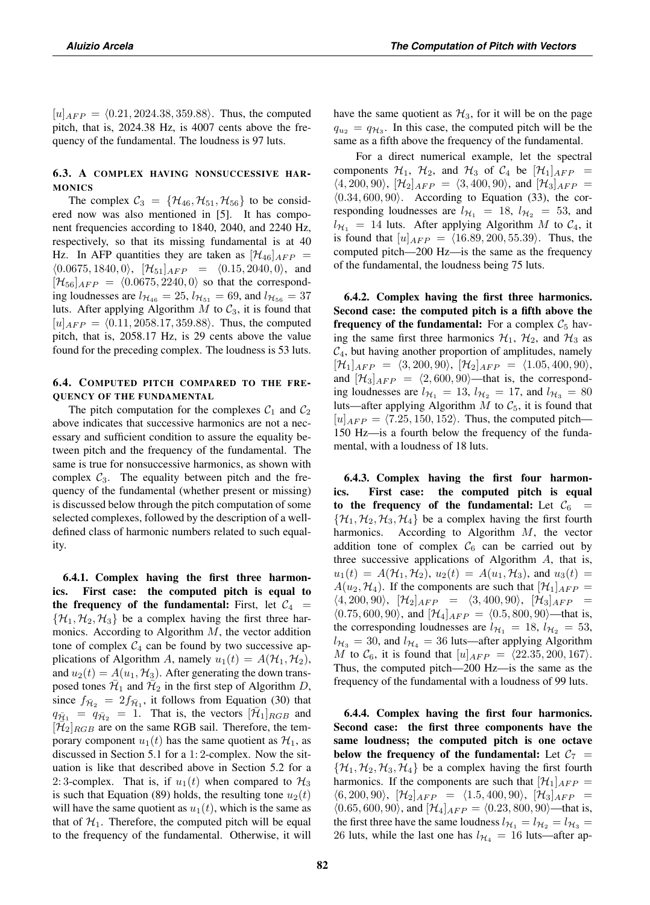$[u]_{AFP} = \langle 0.21, 2024.38, 359.88\rangle$. Thus, the computed pitch, that is, 2024.38 Hz, is 4007 cents above the frequency of the fundamental. The loudness is 97 luts.

### 6.3. A complex having nonsuccessive harmonics

The complex $\mathcal{C}_3 = \{\mathcal{H}_{46}, \mathcal{H}_{51}, \mathcal{H}_{56}\}$ to be considered now was also mentioned in [5]. It has component frequencies according to 1840, 2040, and 2240 Hz, respectively, so that its missing fundamental is at 40 Hz. In AFP quantities they are taken as $[\mathcal{H}_{46}]_{AFP} = \langle 0.0675, 1840, 0\rangle$, $[\mathcal{H}_{51}]_{AFP} = \langle 0.15, 2040, 0\rangle$, and $[\mathcal{H}_{56}]_{AFP} = \langle 0.0675, 2240, 0\rangle$ so that the corresponding loudnesses are $l_{\mathcal{H}_{46}} = 25$, $l_{\mathcal{H}_{51}} = 69$, and $l_{\mathcal{H}_{56}} = 37$ luts. After applying Algorithm $M$ to $\mathcal{C}_3$, it is found that $[u]_{AFP} = \langle 0.11, 2058.17, 359.88\rangle$. Thus, the computed pitch, that is, 2058.17 Hz, is 29 cents above the value found for the preceding complex. The loudness is 53 luts.

### 6.4. Computed pitch compared to the frequency of the fundamental

The pitch computation for the complexes $\mathcal{C}_1$ and $\mathcal{C}_2$ above indicates that successive harmonics are not a necessary and sufficient condition to assure the equality between pitch and the frequency of the fundamental. The same is true for nonsuccessive harmonics, as shown with complex $\mathcal{C}_3$. The equality between pitch and the frequency of the fundamental (whether present or missing) is discussed below through the pitch computation of some selected complexes, followed by the description of a well-defined class of harmonic numbers related to such equality.

**6.4.1. Complex having the first three harmonics. First case: the computed pitch is equal to the frequency of the fundamental:** First, let $\mathcal{C}_4 = \{\mathcal{H}_1, \mathcal{H}_2, \mathcal{H}_3\}$ be a complex having the first three harmonics. According to Algorithm $M$, the vector addition tone of complex $\mathcal{C}_4$ can be found by two successive applications of Algorithm $A$, namely $u_1(t) = A(\mathcal{H}_1, \mathcal{H}_2)$, and $u_2(t) = A(u_1, \mathcal{H}_3)$. After generating the down transposed tones $\bar{\mathcal{H}}_1$ and $\bar{\mathcal{H}}_2$ in the first step of Algorithm $D$, since $f_{\bar{\mathcal{H}}_2} = 2f_{\bar{\mathcal{H}}_1}$, it follows from Equation (30) that $q_{\bar{\mathcal{H}}_1} = q_{\bar{\mathcal{H}}_2} = 1$. That is, the vectors $[\bar{\mathcal{H}}_1]_{RGB}$ and $[\bar{\mathcal{H}}_2]_{RGB}$ are on the same RGB sail. Therefore, the temporary component $u_1(t)$ has the same quotient as $\mathcal{H}_1$, as discussed in Section 5.1 for a 1:2-complex. Now the situation is like that described above in Section 5.2 for a 2:3-complex. That is, if $u_1(t)$ when compared to $\mathcal{H}_3$ is such that Equation (89) holds, the resulting tone $u_2(t)$ will have the same quotient as $u_1(t)$, which is the same as that of $\mathcal{H}_1$. Therefore, the computed pitch will be equal to the frequency of the fundamental. Otherwise, it will have the same quotient as $\mathcal{H}_3$, for it will be on the page $q_{u_2} = q_{\mathcal{H}_3}$. In this case, the computed pitch will be the same as a fifth above the frequency of the fundamental.

For a direct numerical example, let the spectral components $\mathcal{H}_1$, $\mathcal{H}_2$, and $\mathcal{H}_3$ of $\mathcal{C}_4$ be $[\mathcal{H}_1]_{AFP} = \langle 4, 200, 90\rangle$, $[\mathcal{H}_2]_{AFP} = \langle 3, 400, 90\rangle$, and $[\mathcal{H}_3]_{AFP} = \langle 0.34, 600, 90\rangle$. According to Equation (33), the corresponding loudnesses are $l_{\mathcal{H}_1} = 18$, $l_{\mathcal{H}_2} = 53$, and $l_{\mathcal{H}_1} = 14$ luts. After applying Algorithm $M$ to $\mathcal{C}_4$, it is found that $[u]_{AFP} = \langle 16.89, 200, 55.39\rangle$. Thus, the computed pitch—200 Hz—is the same as the frequency of the fundamental, the loudness being 75 luts.

**6.4.2. Complex having the first three harmonics. Second case: the computed pitch is a fifth above the frequency of the fundamental:** For a complex $\mathcal{C}_5$ having the same first three harmonics $\mathcal{H}_1$, $\mathcal{H}_2$, and $\mathcal{H}_3$ as $\mathcal{C}_4$, but having another proportion of amplitudes, namely $[\mathcal{H}_1]_{AFP} = \langle 3, 200, 90\rangle$, $[\mathcal{H}_2]_{AFP} = \langle 1.05, 400, 90\rangle$, and $[\mathcal{H}_3]_{AFP} = \langle 2, 600, 90\rangle$—that is, the corresponding loudnesses are $l_{\mathcal{H}_1} = 13$, $l_{\mathcal{H}_2} = 17$, and $l_{\mathcal{H}_3} = 80$ luts—after applying Algorithm $M$ to $\mathcal{C}_5$, it is found that $[u]_{AFP} = \langle 7.25, 150, 152\rangle$. Thus, the computed pitch—150 Hz—is a fourth below the frequency of the fundamental, with a loudness of 18 luts.

**6.4.3. Complex having the first four harmonics. First case: the computed pitch is equal to the frequency of the fundamental:** Let $\mathcal{C}_6 = \{\mathcal{H}_1, \mathcal{H}_2, \mathcal{H}_3, \mathcal{H}_4\}$ be a complex having the first fourth harmonics. According to Algorithm $M$, the vector addition tone of complex $\mathcal{C}_6$ can be carried out by three successive applications of Algorithm $A$, that is, $u_1(t) = A(\mathcal{H}_1, \mathcal{H}_2)$, $u_2(t) = A(u_1, \mathcal{H}_3)$, and $u_3(t) = A(u_2, \mathcal{H}_4)$. If the components are such that $[\mathcal{H}_1]_{AFP} = \langle 4, 200, 90\rangle$, $[\mathcal{H}_2]_{AFP} = \langle 3, 400, 90\rangle$, $[\mathcal{H}_3]_{AFP} = \langle 0.75, 600, 90\rangle$, and $[\mathcal{H}_4]_{AFP} = \langle 0.5, 800, 90\rangle$—that is, the corresponding loudnesses are $l_{\mathcal{H}_1} = 18$, $l_{\mathcal{H}_2} = 53$, $l_{\mathcal{H}_3} = 30$, and $l_{\mathcal{H}_4} = 36$ luts—after applying Algorithm $M$ to $\mathcal{C}_6$, it is found that $[u]_{AFP} = \langle 22.35, 200, 167\rangle$. Thus, the computed pitch—200 Hz—is the same as the frequency of the fundamental with a loudness of 99 luts.

**6.4.4. Complex having the first four harmonics. Second case: the first three components have the same loudness; the computed pitch is one octave below the frequency of the fundamental:** Let $\mathcal{C}_7 = \{\mathcal{H}_1, \mathcal{H}_2, \mathcal{H}_3, \mathcal{H}_4\}$ be a complex having the first fourth harmonics. If the components are such that $[\mathcal{H}_1]_{AFP} = \langle 6, 200, 90\rangle$, $[\mathcal{H}_2]_{AFP} = \langle 1.5, 400, 90\rangle$, $[\mathcal{H}_3]_{AFP} = \langle 0.65, 600, 90\rangle$, and $[\mathcal{H}_4]_{AFP} = \langle 0.23, 800, 90\rangle$—that is, the first three have the same loudness $l_{\mathcal{H}_1} = l_{\mathcal{H}_2} = l_{\mathcal{H}_3} = 26$ luts, while the last one has $l_{\mathcal{H}_4} = 16$ luts—after ap-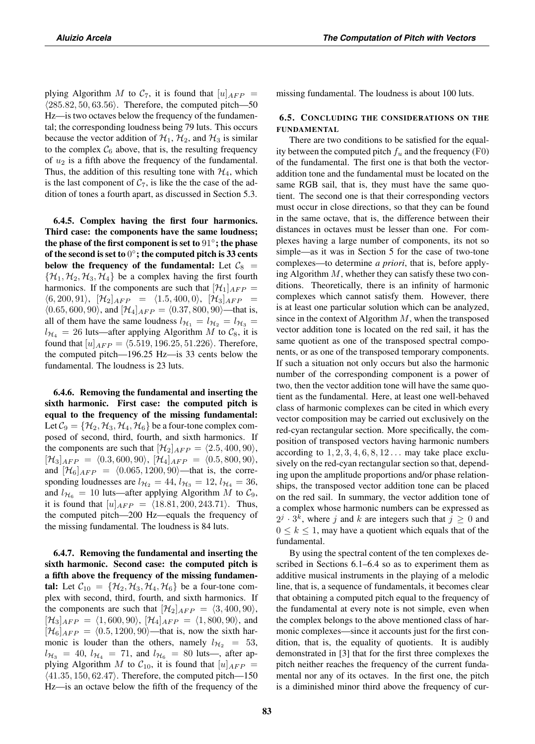plying Algorithm $M$ to $\mathcal{C}_7$, it is found that $[u]_{AFP} = \langle 285.82, 50, 63.56\rangle$. Therefore, the computed pitch—50 Hz—is two octaves below the frequency of the fundamental; the corresponding loudness being 79 luts. This occurs because the vector addition of $\mathcal{H}_1$, $\mathcal{H}_2$, and $\mathcal{H}_3$ is similar to the complex $\mathcal{C}_6$ above, that is, the resulting frequency of $u_2$ is a fifth above the frequency of the fundamental. Thus, the addition of this resulting tone with $\mathcal{H}_4$, which is the last component of $\mathcal{C}_7$, is like the the case of the addition of tones a fourth apart, as discussed in Section 5.3.

**6.4.5. Complex having the first four harmonics. Third case: the components have the same loudness; the phase of the first component is set to $91°$; the phase of the second is set to $0°$; the computed pitch is 33 cents below the frequency of the fundamental:** Let $\mathcal{C}_8 = \{\mathcal{H}_1, \mathcal{H}_2, \mathcal{H}_3, \mathcal{H}_4\}$ be a complex having the first fourth harmonics. If the components are such that $[\mathcal{H}_1]_{AFP} = \langle 6, 200, 91\rangle$, $[\mathcal{H}_2]_{AFP} = \langle 1.5, 400, 0\rangle$, $[\mathcal{H}_3]_{AFP} = \langle 0.65, 600, 90\rangle$, and $[\mathcal{H}_4]_{AFP} = \langle 0.37, 800, 90\rangle$—that is, all of them have the same loudness $l_{\mathcal{H}_1} = l_{\mathcal{H}_2} = l_{\mathcal{H}_3} = l_{\mathcal{H}_4} = 26$ luts—after applying Algorithm $M$ to $\mathcal{C}_8$, it is found that $[u]_{AFP} = \langle 5.519, 196.25, 51.226\rangle$. Therefore, the computed pitch—196.25 Hz—is 33 cents below the fundamental. The loudness is 23 luts.

**6.4.6. Removing the fundamental and inserting the sixth harmonic. First case: the computed pitch is equal to the frequency of the missing fundamental:** Let $\mathcal{C}_9 = \{\mathcal{H}_2, \mathcal{H}_3, \mathcal{H}_4, \mathcal{H}_6\}$ be a four-tone complex composed of second, third, fourth, and sixth harmonics. If the components are such that $[\mathcal{H}_2]_{AFP} = \langle 2.5, 400, 90\rangle$, $[\mathcal{H}_3]_{AFP} = \langle 0.3, 600, 90\rangle$, $[\mathcal{H}_4]_{AFP} = \langle 0.5, 800, 90\rangle$, and $[\mathcal{H}_6]_{AFP} = \langle 0.065, 1200, 90\rangle$—that is, the corresponding loudnesses are $l_{\mathcal{H}_2} = 44$, $l_{\mathcal{H}_3} = 12$, $l_{\mathcal{H}_4} = 36$, and $l_{\mathcal{H}_6} = 10$ luts—after applying Algorithm $M$ to $\mathcal{C}_9$, it is found that $[u]_{AFP} = \langle 18.81, 200, 243.71\rangle$. Thus, the computed pitch—200 Hz—equals the frequency of the missing fundamental. The loudness is 84 luts.

**6.4.7. Removing the fundamental and inserting the sixth harmonic. Second case: the computed pitch is a fifth above the frequency of the missing fundamental:** Let $\mathcal{C}_{10} = \{\mathcal{H}_2, \mathcal{H}_3, \mathcal{H}_4, \mathcal{H}_6\}$ be a four-tone complex with second, third, fourth, and sixth harmonics. If the components are such that $[\mathcal{H}_2]_{AFP} = \langle 3, 400, 90\rangle$, $[\mathcal{H}_3]_{AFP} = \langle 1, 600, 90\rangle$, $[\mathcal{H}_4]_{AFP} = \langle 1, 800, 90\rangle$, and $[\mathcal{H}_6]_{AFP} = \langle 0.5, 1200, 90\rangle$—that is, now the sixth harmonic is louder than the others, namely $l_{\mathcal{H}_2} = 53$, $l_{\mathcal{H}_3} = 40$, $l_{\mathcal{H}_4} = 71$, and $l_{\mathcal{H}_6} = 80$ luts—, after applying Algorithm $M$ to $\mathcal{C}_{10}$, it is found that $[u]_{AFP} = \langle 41.35, 150, 62.47\rangle$. Therefore, the computed pitch—150 Hz—is an octave below the fifth of the frequency of the missing fundamental. The loudness is about 100 luts.

### 6.5. Concluding the considerations on the fundamental

There are two conditions to be satisfied for the equality between the computed pitch $f_u$ and the frequency (F0) of the fundamental. The first one is that both the vector-addition tone and the fundamental must be located on the same RGB sail, that is, they must have the same quotient. The second one is that their corresponding vectors must occur in close directions, so that they can be found in the same octave, that is, the difference between their distances in octaves must be lesser than one. For complexes having a large number of components, its not so simple—as it was in Section 5 for the case of two-tone complexes—to determine *a priori*, that is, before applying Algorithm $M$, whether they can satisfy these two conditions. Theoretically, there is an infinity of harmonic complexes which cannot satisfy them. However, there is at least one particular solution which can be analyzed, since in the context of Algorithm $M$, when the transposed vector addition tone is located on the red sail, it has the same quotient as one of the transposed spectral components, or as one of the transposed temporary components. If such a situation not only occurs but also the harmonic number of the corresponding component is a power of two, then the vector addition tone will have the same quotient as the fundamental. Here, at least one well-behaved class of harmonic complexes can be cited in which every vector composition may be carried out exclusively on the red-cyan rectangular section. More specifically, the composition of transposed vectors having harmonic numbers according to $1, 2, 3, 4, 6, 8, 12\ldots$ may take place exclusively on the red-cyan rectangular section so that, depending upon the amplitude proportions and/or phase relationships, the transposed vector addition tone can be placed on the red sail. In summary, the vector addition tone of a complex whose harmonic numbers can be expressed as $2^j \cdot 3^k$, where $j$ and $k$ are integers such that $j \geq 0$ and $0 \leq k \leq 1$, may have a quotient which equals that of the fundamental.

By using the spectral content of the ten complexes described in Sections 6.1–6.4 so as to experiment them as additive musical instruments in the playing of a melodic line, that is, a sequence of fundamentals, it becomes clear that obtaining a computed pitch equal to the frequency of the fundamental at every note is not simple, even when the complex belongs to the above mentioned class of harmonic complexes—since it accounts just for the first condition, that is, the equality of quotients. It is audibly demonstrated in [3] that for the first three complexes the pitch neither reaches the frequency of the current fundamental nor any of its octaves. In the first one, the pitch is a diminished minor third above the frequency of cur-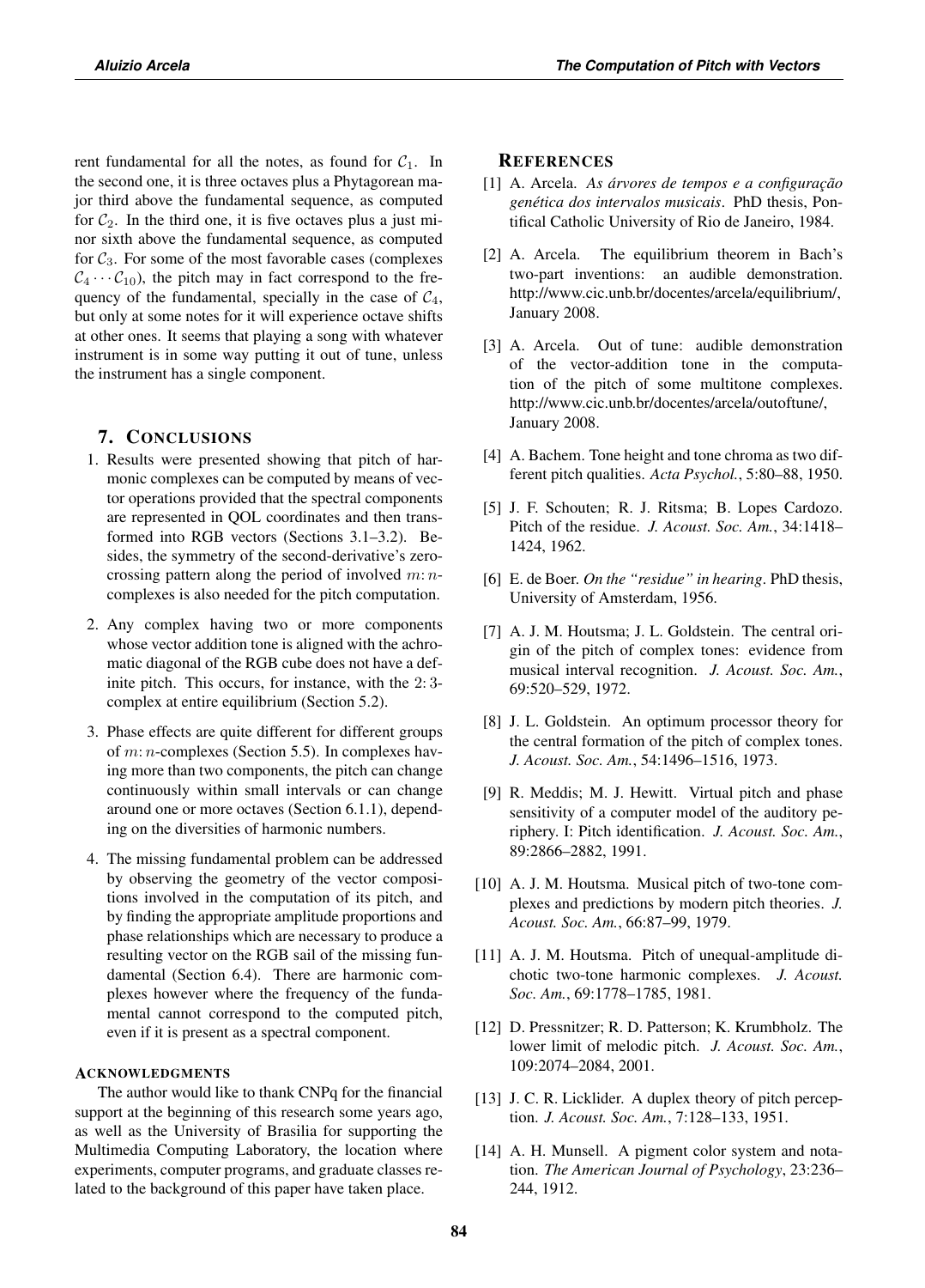rent fundamental for all the notes, as found for $\mathcal{C}_1$. In the second one, it is three octaves plus a Phytagorean major third above the fundamental sequence, as computed for $\mathcal{C}_2$. In the third one, it is five octaves plus a just minor sixth above the fundamental sequence, as computed for $\mathcal{C}_3$. For some of the most favorable cases (complexes $\mathcal{C}_4 \cdots \mathcal{C}_{10}$), the pitch may in fact correspond to the frequency of the fundamental, specially in the case of $\mathcal{C}_4$, but only at some notes for it will experience octave shifts at other ones. It seems that playing a song with whatever instrument is in some way putting it out of tune, unless the instrument has a single component.

## 7. Conclusions

1. Results were presented showing that pitch of harmonic complexes can be computed by means of vector operations provided that the spectral components are represented in QOL coordinates and then transformed into RGB vectors (Sections 3.1–3.2). Besides, the symmetry of the second-derivative's zero-crossing pattern along the period of involved $m\colon n$-complexes is also needed for the pitch computation.

2. Any complex having two or more components whose vector addition tone is aligned with the achromatic diagonal of the RGB cube does not have a definite pitch. This occurs, for instance, with the $2\colon 3$-complex at entire equilibrium (Section 5.2).

3. Phase effects are quite different for different groups of $m\colon n$-complexes (Section 5.5). In complexes having more than two components, the pitch can change continuously within small intervals or can change around one or more octaves (Section 6.1.1), depending on the diversities of harmonic numbers.

4. The missing fundamental problem can be addressed by observing the geometry of the vector compositions involved in the computation of its pitch, and by finding the appropriate amplitude proportions and phase relationships which are necessary to produce a resulting vector on the RGB sail of the missing fundamental (Section 6.4). There are harmonic complexes however where the frequency of the fundamental cannot correspond to the computed pitch, even if it is present as a spectral component.

### Acknowledgments

The author would like to thank CNPq for the financial support at the beginning of this research some years ago, as well as the University of Brasilia for supporting the Multimedia Computing Laboratory, the location where experiments, computer programs, and graduate classes related to the background of this paper have taken place.

## References

[1] A. Arcela. *As árvores de tempos e a configuração genética dos intervalos musicais*. PhD thesis, Pontifical Catholic University of Rio de Janeiro, 1984.

[2] A. Arcela. The equilibrium theorem in Bach's two-part inventions: an audible demonstration. http://www.cic.unb.br/docentes/arcela/equilibrium/, January 2008.

[3] A. Arcela. Out of tune: audible demonstration of the vector-addition tone in the computation of the pitch of some multitone complexes. http://www.cic.unb.br/docentes/arcela/outoftune/, January 2008.

[4] A. Bachem. Tone height and tone chroma as two different pitch qualities. *Acta Psychol.*, 5:80–88, 1950.

[5] J. F. Schouten; R. J. Ritsma; B. Lopes Cardozo. Pitch of the residue. *J. Acoust. Soc. Am.*, 34:1418–1424, 1962.

[6] E. de Boer. *On the "residue" in hearing*. PhD thesis, University of Amsterdam, 1956.

[7] A. J. M. Houtsma; J. L. Goldstein. The central origin of the pitch of complex tones: evidence from musical interval recognition. *J. Acoust. Soc. Am.*, 69:520–529, 1972.

[8] J. L. Goldstein. An optimum processor theory for the central formation of the pitch of complex tones. *J. Acoust. Soc. Am.*, 54:1496–1516, 1973.

[9] R. Meddis; M. J. Hewitt. Virtual pitch and phase sensitivity of a computer model of the auditory periphery. I: Pitch identification. *J. Acoust. Soc. Am.*, 89:2866–2882, 1991.

[10] A. J. M. Houtsma. Musical pitch of two-tone complexes and predictions by modern pitch theories. *J. Acoust. Soc. Am.*, 66:87–99, 1979.

[11] A. J. M. Houtsma. Pitch of unequal-amplitude dichotic two-tone harmonic complexes. *J. Acoust. Soc. Am.*, 69:1778–1785, 1981.

[12] D. Pressnitzer; R. D. Patterson; K. Krumbholz. The lower limit of melodic pitch. *J. Acoust. Soc. Am.*, 109:2074–2084, 2001.

[13] J. C. R. Licklider. A duplex theory of pitch perception. *J. Acoust. Soc. Am.*, 7:128–133, 1951.

[14] A. H. Munsell. A pigment color system and notation. *The American Journal of Psychology*, 23:236–244, 1912.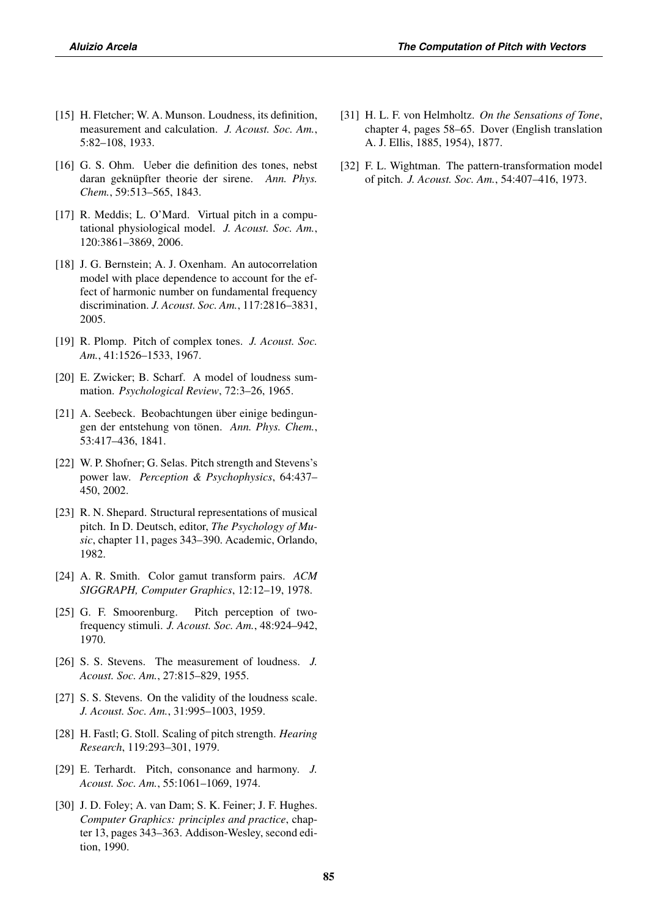[15] H. Fletcher; W. A. Munson. Loudness, its definition, measurement and calculation. *J. Acoust. Soc. Am.*, 5:82–108, 1933.

[16] G. S. Ohm. Ueber die definition des tones, nebst daran geknüpfter theorie der sirene. *Ann. Phys. Chem.*, 59:513–565, 1843.

[17] R. Meddis; L. O'Mard. Virtual pitch in a computational physiological model. *J. Acoust. Soc. Am.*, 120:3861–3869, 2006.

[18] J. G. Bernstein; A. J. Oxenham. An autocorrelation model with place dependence to account for the effect of harmonic number on fundamental frequency discrimination. *J. Acoust. Soc. Am.*, 117:2816–3831, 2005.

[19] R. Plomp. Pitch of complex tones. *J. Acoust. Soc. Am.*, 41:1526–1533, 1967.

[20] E. Zwicker; B. Scharf. A model of loudness summation. *Psychological Review*, 72:3–26, 1965.

[21] A. Seebeck. Beobachtungen über einige bedingungen der entstehung von tönen. *Ann. Phys. Chem.*, 53:417–436, 1841.

[22] W. P. Shofner; G. Selas. Pitch strength and Stevens's power law. *Perception & Psychophysics*, 64:437–450, 2002.

[23] R. N. Shepard. Structural representations of musical pitch. In D. Deutsch, editor, *The Psychology of Music*, chapter 11, pages 343–390. Academic, Orlando, 1982.

[24] A. R. Smith. Color gamut transform pairs. *ACM SIGGRAPH, Computer Graphics*, 12:12–19, 1978.

[25] G. F. Smoorenburg. Pitch perception of two-frequency stimuli. *J. Acoust. Soc. Am.*, 48:924–942, 1970.

[26] S. S. Stevens. The measurement of loudness. *J. Acoust. Soc. Am.*, 27:815–829, 1955.

[27] S. S. Stevens. On the validity of the loudness scale. *J. Acoust. Soc. Am.*, 31:995–1003, 1959.

[28] H. Fastl; G. Stoll. Scaling of pitch strength. *Hearing Research*, 119:293–301, 1979.

[29] E. Terhardt. Pitch, consonance and harmony. *J. Acoust. Soc. Am.*, 55:1061–1069, 1974.

[30] J. D. Foley; A. van Dam; S. K. Feiner; J. F. Hughes. *Computer Graphics: principles and practice*, chapter 13, pages 343–363. Addison-Wesley, second edition, 1990.

[31] H. L. F. von Helmholtz. *On the Sensations of Tone*, chapter 4, pages 58–65. Dover (English translation A. J. Ellis, 1885, 1954), 1877.

[32] F. L. Wightman. The pattern-transformation model of pitch. *J. Acoust. Soc. Am.*, 54:407–416, 1973.